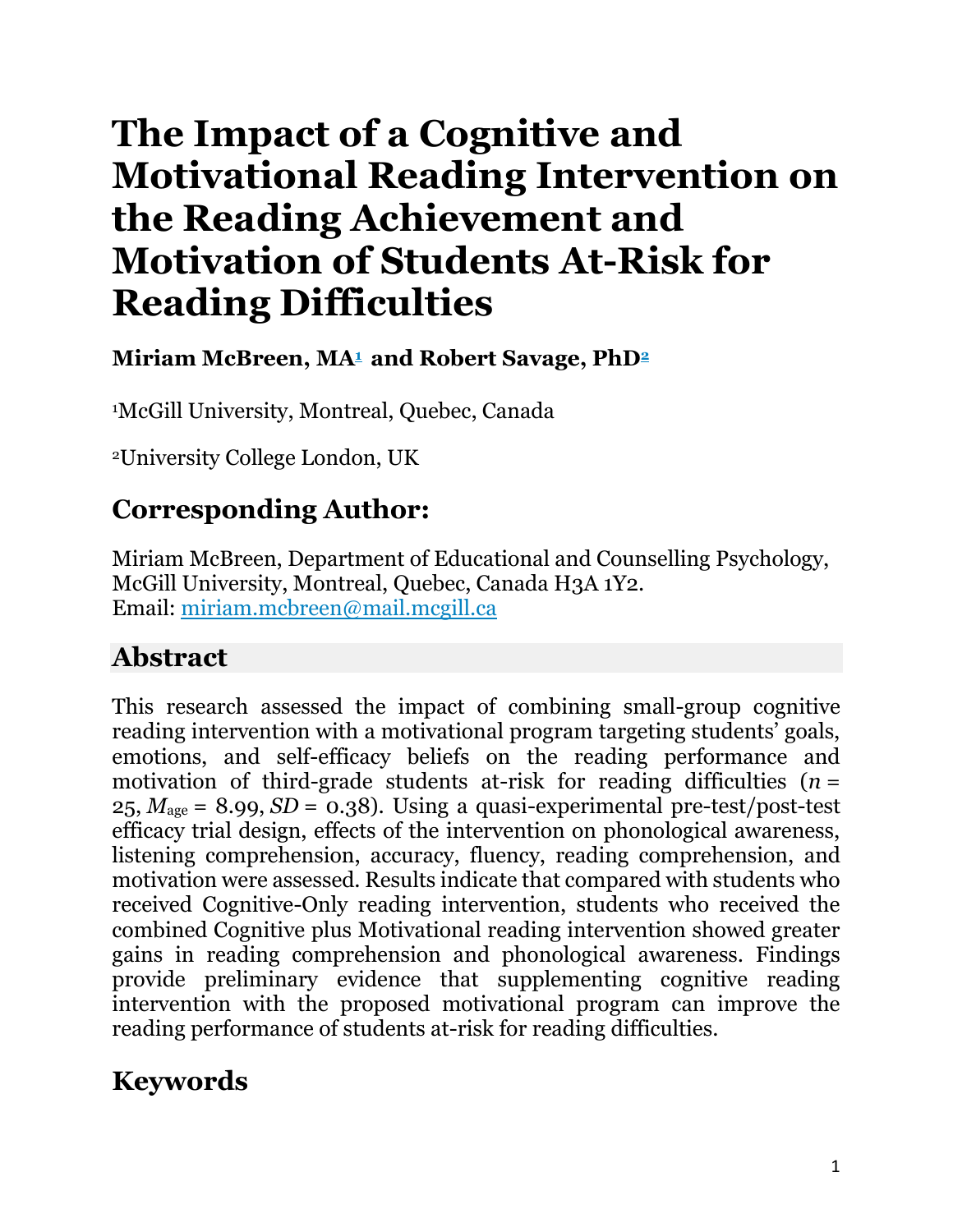# The Impact of a Cognitive and Motivational Reading Intervention on the Reading Achievement and Motivation of Students At-Risk for Reading Difficulties

**Miriam McBreen, MA[1] and Robert Savage, PhD[2]**

[1]McGill University, Montreal, Quebec, Canada

[2]University College London, UK

## Corresponding Author:

Miriam McBreen, Department of Educational and Counselling Psychology, McGill University, Montreal, Quebec, Canada H3A 1Y2.
Email: miriam.mcbreen@mail.mcgill.ca

## Abstract

This research assessed the impact of combining small-group cognitive reading intervention with a motivational program targeting students' goals, emotions, and self-efficacy beliefs on the reading performance and motivation of third-grade students at-risk for reading difficulties ($n$ = 25, $M_{\text{age}}$ = 8.99, $SD$ = 0.38). Using a quasi-experimental pre-test/post-test efficacy trial design, effects of the intervention on phonological awareness, listening comprehension, accuracy, fluency, reading comprehension, and motivation were assessed. Results indicate that compared with students who received Cognitive-Only reading intervention, students who received the combined Cognitive plus Motivational reading intervention showed greater gains in reading comprehension and phonological awareness. Findings provide preliminary evidence that supplementing cognitive reading intervention with the proposed motivational program can improve the reading performance of students at-risk for reading difficulties.

## Keywords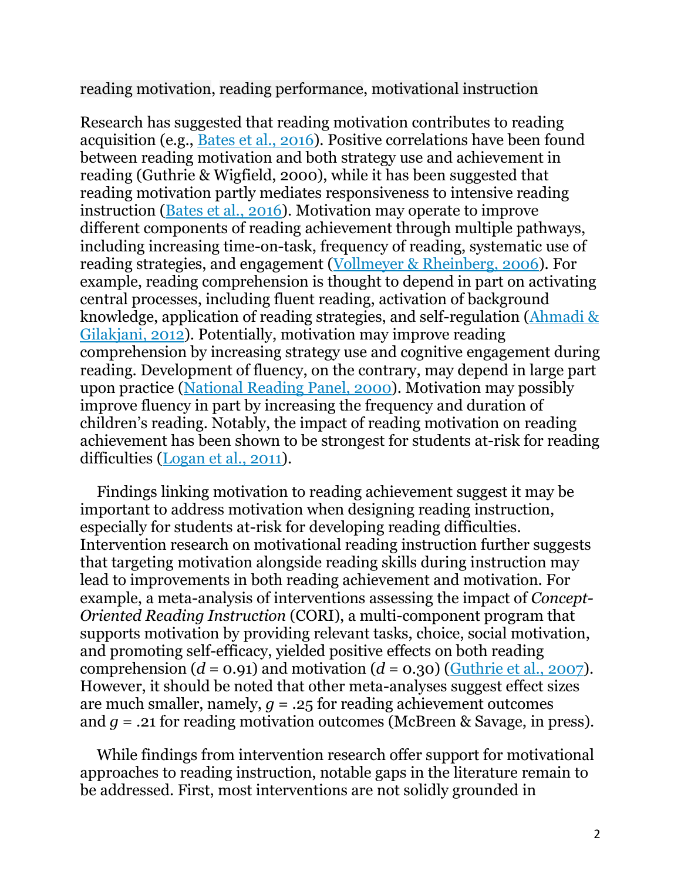reading motivation, reading performance, motivational instruction

Research has suggested that reading motivation contributes to reading acquisition (e.g., Bates et al., 2016). Positive correlations have been found between reading motivation and both strategy use and achievement in reading (Guthrie & Wigfield, 2000), while it has been suggested that reading motivation partly mediates responsiveness to intensive reading instruction (Bates et al., 2016). Motivation may operate to improve different components of reading achievement through multiple pathways, including increasing time-on-task, frequency of reading, systematic use of reading strategies, and engagement (Vollmeyer & Rheinberg, 2006). For example, reading comprehension is thought to depend in part on activating central processes, including fluent reading, activation of background knowledge, application of reading strategies, and self-regulation (Ahmadi & Gilakjani, 2012). Potentially, motivation may improve reading comprehension by increasing strategy use and cognitive engagement during reading. Development of fluency, on the contrary, may depend in large part upon practice (National Reading Panel, 2000). Motivation may possibly improve fluency in part by increasing the frequency and duration of children's reading. Notably, the impact of reading motivation on reading achievement has been shown to be strongest for students at-risk for reading difficulties (Logan et al., 2011).

Findings linking motivation to reading achievement suggest it may be important to address motivation when designing reading instruction, especially for students at-risk for developing reading difficulties. Intervention research on motivational reading instruction further suggests that targeting motivation alongside reading skills during instruction may lead to improvements in both reading achievement and motivation. For example, a meta-analysis of interventions assessing the impact of *Concept-Oriented Reading Instruction* (CORI), a multi-component program that supports motivation by providing relevant tasks, choice, social motivation, and promoting self-efficacy, yielded positive effects on both reading comprehension ($d$ = 0.91) and motivation ($d$ = 0.30) (Guthrie et al., 2007). However, it should be noted that other meta-analyses suggest effect sizes are much smaller, namely, $g$ = .25 for reading achievement outcomes and $g$ = .21 for reading motivation outcomes (McBreen & Savage, in press).

While findings from intervention research offer support for motivational approaches to reading instruction, notable gaps in the literature remain to be addressed. First, most interventions are not solidly grounded in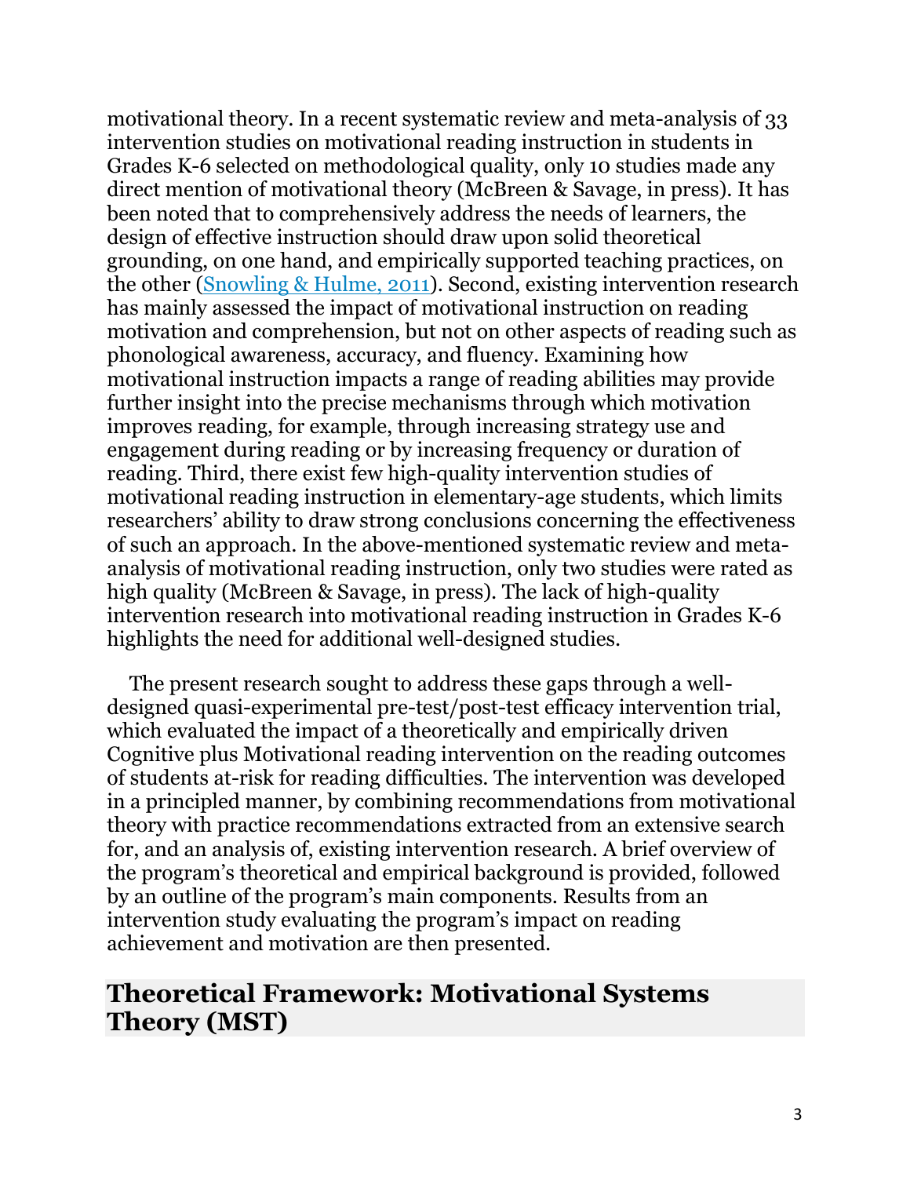motivational theory. In a recent systematic review and meta-analysis of 33 intervention studies on motivational reading instruction in students in Grades K-6 selected on methodological quality, only 10 studies made any direct mention of motivational theory (McBreen & Savage, in press). It has been noted that to comprehensively address the needs of learners, the design of effective instruction should draw upon solid theoretical grounding, on one hand, and empirically supported teaching practices, on the other (Snowling & Hulme, 2011). Second, existing intervention research has mainly assessed the impact of motivational instruction on reading motivation and comprehension, but not on other aspects of reading such as phonological awareness, accuracy, and fluency. Examining how motivational instruction impacts a range of reading abilities may provide further insight into the precise mechanisms through which motivation improves reading, for example, through increasing strategy use and engagement during reading or by increasing frequency or duration of reading. Third, there exist few high-quality intervention studies of motivational reading instruction in elementary-age students, which limits researchers' ability to draw strong conclusions concerning the effectiveness of such an approach. In the above-mentioned systematic review and meta-analysis of motivational reading instruction, only two studies were rated as high quality (McBreen & Savage, in press). The lack of high-quality intervention research into motivational reading instruction in Grades K-6 highlights the need for additional well-designed studies.

The present research sought to address these gaps through a well-designed quasi-experimental pre-test/post-test efficacy intervention trial, which evaluated the impact of a theoretically and empirically driven Cognitive plus Motivational reading intervention on the reading outcomes of students at-risk for reading difficulties. The intervention was developed in a principled manner, by combining recommendations from motivational theory with practice recommendations extracted from an extensive search for, and an analysis of, existing intervention research. A brief overview of the program's theoretical and empirical background is provided, followed by an outline of the program's main components. Results from an intervention study evaluating the program's impact on reading achievement and motivation are then presented.

## Theoretical Framework: Motivational Systems Theory (MST)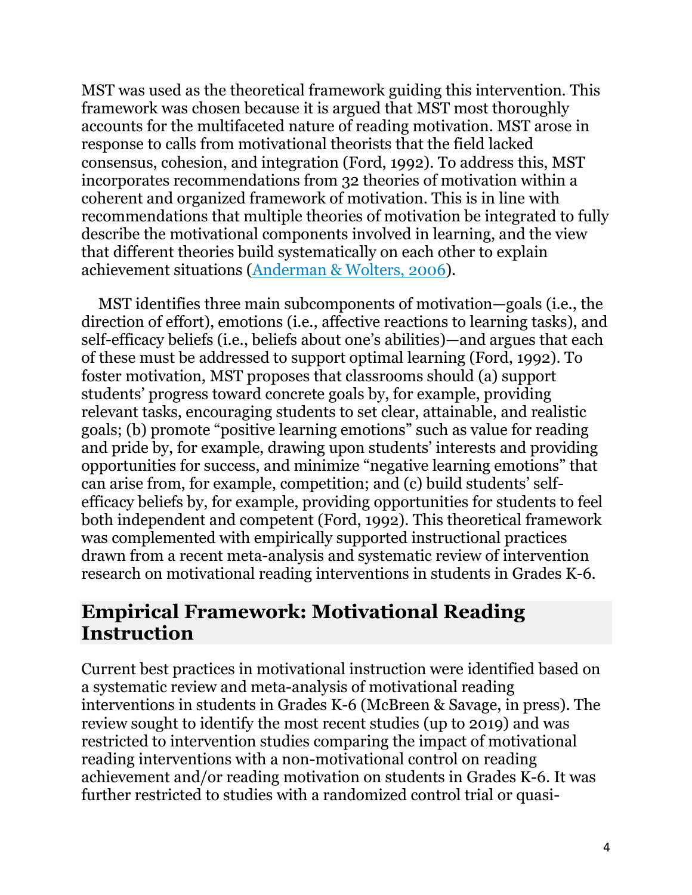MST was used as the theoretical framework guiding this intervention. This framework was chosen because it is argued that MST most thoroughly accounts for the multifaceted nature of reading motivation. MST arose in response to calls from motivational theorists that the field lacked consensus, cohesion, and integration (Ford, 1992). To address this, MST incorporates recommendations from 32 theories of motivation within a coherent and organized framework of motivation. This is in line with recommendations that multiple theories of motivation be integrated to fully describe the motivational components involved in learning, and the view that different theories build systematically on each other to explain achievement situations (Anderman & Wolters, 2006).

MST identifies three main subcomponents of motivation—goals (i.e., the direction of effort), emotions (i.e., affective reactions to learning tasks), and self-efficacy beliefs (i.e., beliefs about one's abilities)—and argues that each of these must be addressed to support optimal learning (Ford, 1992). To foster motivation, MST proposes that classrooms should (a) support students' progress toward concrete goals by, for example, providing relevant tasks, encouraging students to set clear, attainable, and realistic goals; (b) promote "positive learning emotions" such as value for reading and pride by, for example, drawing upon students' interests and providing opportunities for success, and minimize "negative learning emotions" that can arise from, for example, competition; and (c) build students' self-efficacy beliefs by, for example, providing opportunities for students to feel both independent and competent (Ford, 1992). This theoretical framework was complemented with empirically supported instructional practices drawn from a recent meta-analysis and systematic review of intervention research on motivational reading interventions in students in Grades K-6.

## Empirical Framework: Motivational Reading Instruction

Current best practices in motivational instruction were identified based on a systematic review and meta-analysis of motivational reading interventions in students in Grades K-6 (McBreen & Savage, in press). The review sought to identify the most recent studies (up to 2019) and was restricted to intervention studies comparing the impact of motivational reading interventions with a non-motivational control on reading achievement and/or reading motivation on students in Grades K-6. It was further restricted to studies with a randomized control trial or quasi-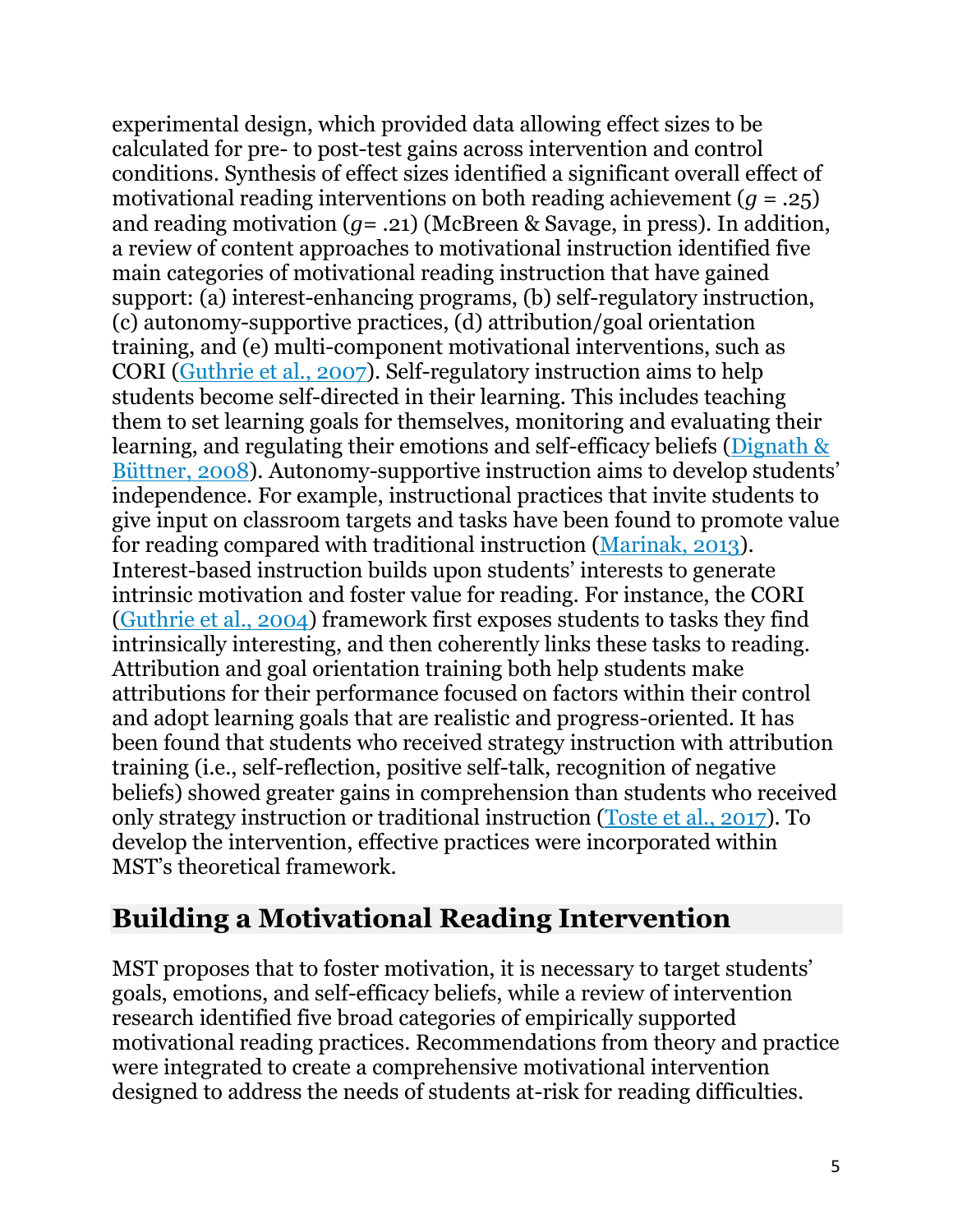experimental design, which provided data allowing effect sizes to be calculated for pre- to post-test gains across intervention and control conditions. Synthesis of effect sizes identified a significant overall effect of motivational reading interventions on both reading achievement ($g$ = .25) and reading motivation ($g$= .21) (McBreen & Savage, in press). In addition, a review of content approaches to motivational instruction identified five main categories of motivational reading instruction that have gained support: (a) interest-enhancing programs, (b) self-regulatory instruction, (c) autonomy-supportive practices, (d) attribution/goal orientation training, and (e) multi-component motivational interventions, such as CORI (Guthrie et al., 2007). Self-regulatory instruction aims to help students become self-directed in their learning. This includes teaching them to set learning goals for themselves, monitoring and evaluating their learning, and regulating their emotions and self-efficacy beliefs (Dignath & Büttner, 2008). Autonomy-supportive instruction aims to develop students' independence. For example, instructional practices that invite students to give input on classroom targets and tasks have been found to promote value for reading compared with traditional instruction (Marinak, 2013). Interest-based instruction builds upon students' interests to generate intrinsic motivation and foster value for reading. For instance, the CORI (Guthrie et al., 2004) framework first exposes students to tasks they find intrinsically interesting, and then coherently links these tasks to reading. Attribution and goal orientation training both help students make attributions for their performance focused on factors within their control and adopt learning goals that are realistic and progress-oriented. It has been found that students who received strategy instruction with attribution training (i.e., self-reflection, positive self-talk, recognition of negative beliefs) showed greater gains in comprehension than students who received only strategy instruction or traditional instruction (Toste et al., 2017). To develop the intervention, effective practices were incorporated within MST's theoretical framework.

## Building a Motivational Reading Intervention

MST proposes that to foster motivation, it is necessary to target students' goals, emotions, and self-efficacy beliefs, while a review of intervention research identified five broad categories of empirically supported motivational reading practices. Recommendations from theory and practice were integrated to create a comprehensive motivational intervention designed to address the needs of students at-risk for reading difficulties.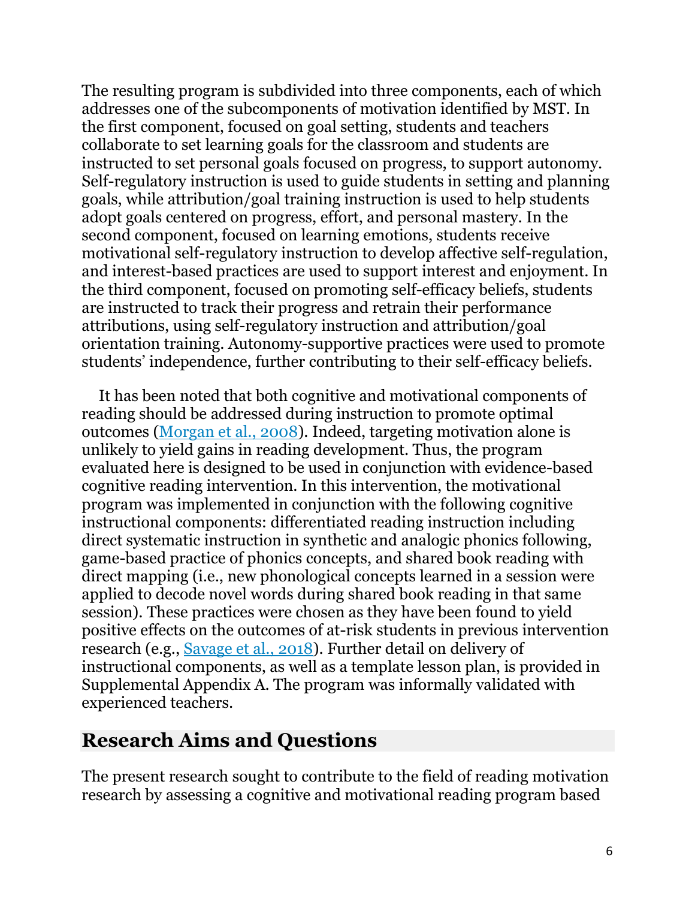The resulting program is subdivided into three components, each of which addresses one of the subcomponents of motivation identified by MST. In the first component, focused on goal setting, students and teachers collaborate to set learning goals for the classroom and students are instructed to set personal goals focused on progress, to support autonomy. Self-regulatory instruction is used to guide students in setting and planning goals, while attribution/goal training instruction is used to help students adopt goals centered on progress, effort, and personal mastery. In the second component, focused on learning emotions, students receive motivational self-regulatory instruction to develop affective self-regulation, and interest-based practices are used to support interest and enjoyment. In the third component, focused on promoting self-efficacy beliefs, students are instructed to track their progress and retrain their performance attributions, using self-regulatory instruction and attribution/goal orientation training. Autonomy-supportive practices were used to promote students' independence, further contributing to their self-efficacy beliefs.

It has been noted that both cognitive and motivational components of reading should be addressed during instruction to promote optimal outcomes (Morgan et al., 2008). Indeed, targeting motivation alone is unlikely to yield gains in reading development. Thus, the program evaluated here is designed to be used in conjunction with evidence-based cognitive reading intervention. In this intervention, the motivational program was implemented in conjunction with the following cognitive instructional components: differentiated reading instruction including direct systematic instruction in synthetic and analogic phonics following, game-based practice of phonics concepts, and shared book reading with direct mapping (i.e., new phonological concepts learned in a session were applied to decode novel words during shared book reading in that same session). These practices were chosen as they have been found to yield positive effects on the outcomes of at-risk students in previous intervention research (e.g., Savage et al., 2018). Further detail on delivery of instructional components, as well as a template lesson plan, is provided in Supplemental Appendix A. The program was informally validated with experienced teachers.

## Research Aims and Questions

The present research sought to contribute to the field of reading motivation research by assessing a cognitive and motivational reading program based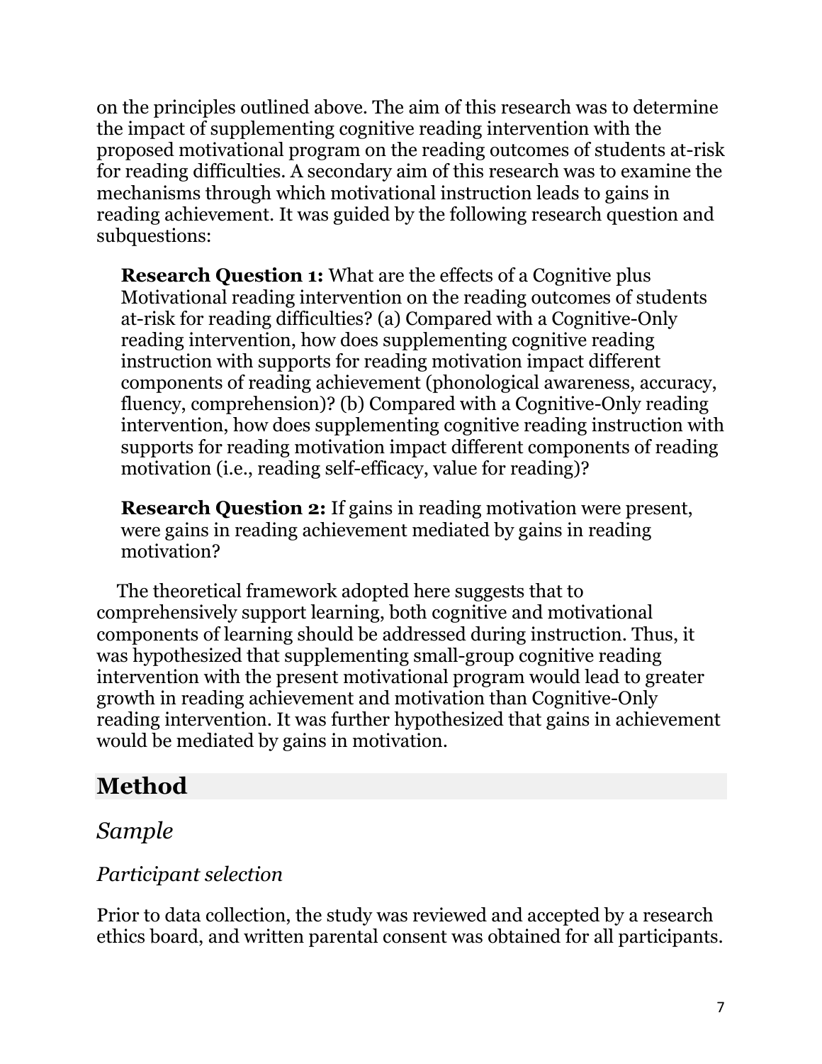on the principles outlined above. The aim of this research was to determine the impact of supplementing cognitive reading intervention with the proposed motivational program on the reading outcomes of students at-risk for reading difficulties. A secondary aim of this research was to examine the mechanisms through which motivational instruction leads to gains in reading achievement. It was guided by the following research question and subquestions:

> **Research Question 1:** What are the effects of a Cognitive plus Motivational reading intervention on the reading outcomes of students at-risk for reading difficulties? (a) Compared with a Cognitive-Only reading intervention, how does supplementing cognitive reading instruction with supports for reading motivation impact different components of reading achievement (phonological awareness, accuracy, fluency, comprehension)? (b) Compared with a Cognitive-Only reading intervention, how does supplementing cognitive reading instruction with supports for reading motivation impact different components of reading motivation (i.e., reading self-efficacy, value for reading)?
>
> **Research Question 2:** If gains in reading motivation were present, were gains in reading achievement mediated by gains in reading motivation?

The theoretical framework adopted here suggests that to comprehensively support learning, both cognitive and motivational components of learning should be addressed during instruction. Thus, it was hypothesized that supplementing small-group cognitive reading intervention with the present motivational program would lead to greater growth in reading achievement and motivation than Cognitive-Only reading intervention. It was further hypothesized that gains in achievement would be mediated by gains in motivation.

## Method

### *Sample*

#### *Participant selection*

Prior to data collection, the study was reviewed and accepted by a research ethics board, and written parental consent was obtained for all participants.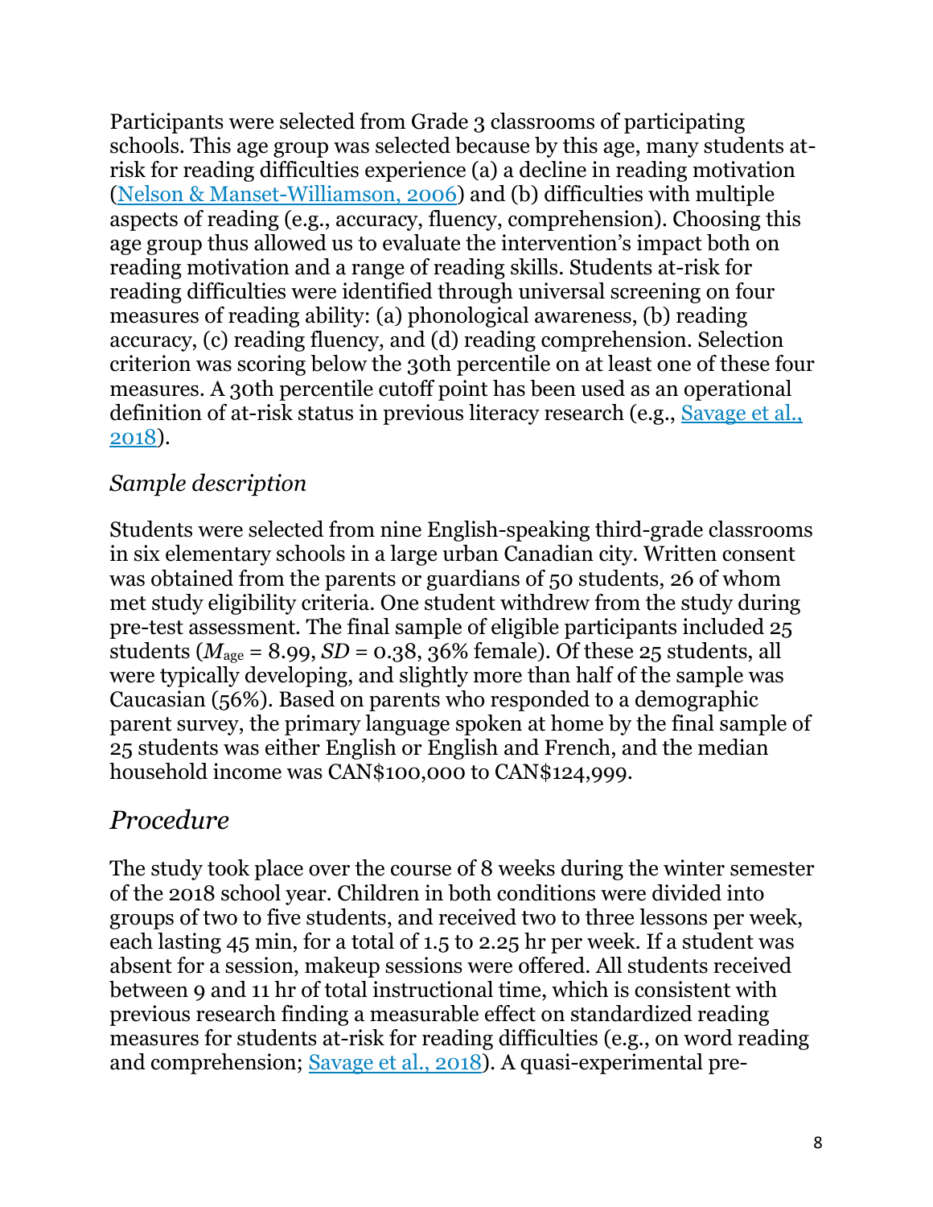Participants were selected from Grade 3 classrooms of participating schools. This age group was selected because by this age, many students at-risk for reading difficulties experience (a) a decline in reading motivation (Nelson & Manset-Williamson, 2006) and (b) difficulties with multiple aspects of reading (e.g., accuracy, fluency, comprehension). Choosing this age group thus allowed us to evaluate the intervention's impact both on reading motivation and a range of reading skills. Students at-risk for reading difficulties were identified through universal screening on four measures of reading ability: (a) phonological awareness, (b) reading accuracy, (c) reading fluency, and (d) reading comprehension. Selection criterion was scoring below the 30th percentile on at least one of these four measures. A 30th percentile cutoff point has been used as an operational definition of at-risk status in previous literacy research (e.g., Savage et al., 2018).

### *Sample description*

Students were selected from nine English-speaking third-grade classrooms in six elementary schools in a large urban Canadian city. Written consent was obtained from the parents or guardians of 50 students, 26 of whom met study eligibility criteria. One student withdrew from the study during pre-test assessment. The final sample of eligible participants included 25 students ($M_{age}$ = 8.99, $SD$ = 0.38, 36% female). Of these 25 students, all were typically developing, and slightly more than half of the sample was Caucasian (56%). Based on parents who responded to a demographic parent survey, the primary language spoken at home by the final sample of 25 students was either English or English and French, and the median household income was CAN$100,000 to CAN$124,999.

## *Procedure*

The study took place over the course of 8 weeks during the winter semester of the 2018 school year. Children in both conditions were divided into groups of two to five students, and received two to three lessons per week, each lasting 45 min, for a total of 1.5 to 2.25 hr per week. If a student was absent for a session, makeup sessions were offered. All students received between 9 and 11 hr of total instructional time, which is consistent with previous research finding a measurable effect on standardized reading measures for students at-risk for reading difficulties (e.g., on word reading and comprehension; Savage et al., 2018). A quasi-experimental pre-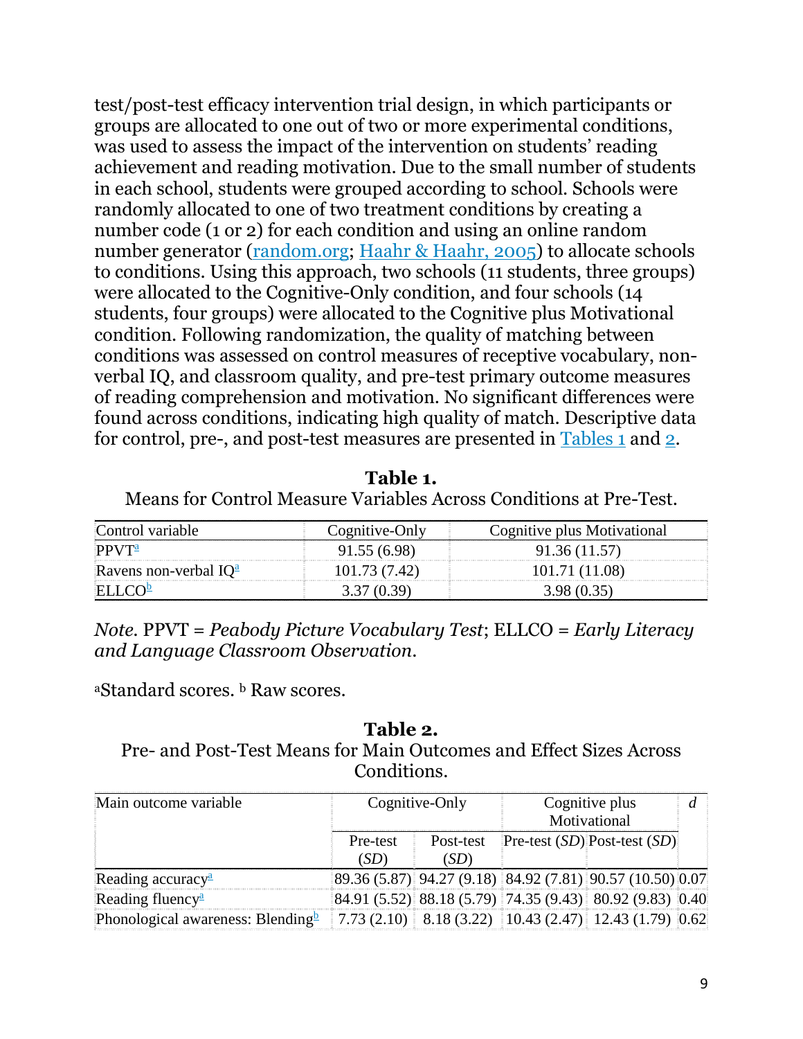test/post-test efficacy intervention trial design, in which participants or groups are allocated to one out of two or more experimental conditions, was used to assess the impact of the intervention on students' reading achievement and reading motivation. Due to the small number of students in each school, students were grouped according to school. Schools were randomly allocated to one of two treatment conditions by creating a number code (1 or 2) for each condition and using an online random number generator (random.org; Haahr & Haahr, 2005) to allocate schools to conditions. Using this approach, two schools (11 students, three groups) were allocated to the Cognitive-Only condition, and four schools (14 students, four groups) were allocated to the Cognitive plus Motivational condition. Following randomization, the quality of matching between conditions was assessed on control measures of receptive vocabulary, non-verbal IQ, and classroom quality, and pre-test primary outcome measures of reading comprehension and motivation. No significant differences were found across conditions, indicating high quality of match. Descriptive data for control, pre-, and post-test measures are presented in Tables 1 and 2.

**Table 1.**
Means for Control Measure Variables Across Conditions at Pre-Test.

| Control variable | Cognitive-Only | Cognitive plus Motivational |
|---|---|---|
| PPVT[a] | 91.55 (6.98) | 91.36 (11.57) |
| Ravens non-verbal IQ[a] | 101.73 (7.42) | 101.71 (11.08) |
| ELLCO[b] | 3.37 (0.39) | 3.98 (0.35) |

*Note.* PPVT = *Peabody Picture Vocabulary Test*; ELLCO = *Early Literacy and Language Classroom Observation*.

[a]Standard scores. [b] Raw scores.

**Table 2.**
Pre- and Post-Test Means for Main Outcomes and Effect Sizes Across Conditions.

| Main outcome variable | Cognitive-Only | | Cognitive plus Motivational | | *d* |
|---|---|---|---|---|---|
| | Pre-test (*SD*) | Post-test (*SD*) | Pre-test (*SD*) | Post-test (*SD*) | |
| Reading accuracy[a] | 89.36 (5.87) | 94.27 (9.18) | 84.92 (7.81) | 90.57 (10.50) | 0.07 |
| Reading fluency[a] | 84.91 (5.52) | 88.18 (5.79) | 74.35 (9.43) | 80.92 (9.83) | 0.40 |
| Phonological awareness: Blending[b] | 7.73 (2.10) | 8.18 (3.22) | 10.43 (2.47) | 12.43 (1.79) | 0.62 |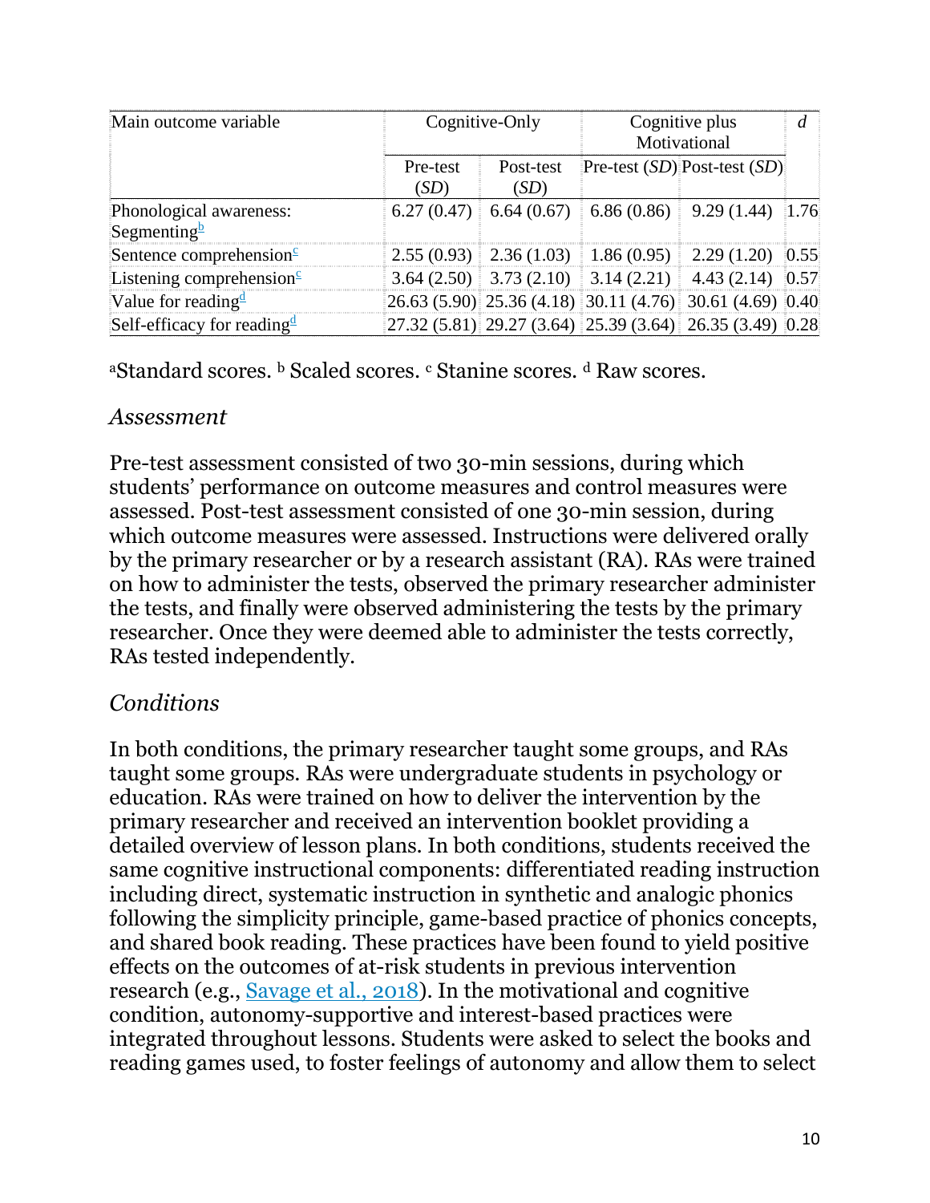| Main outcome variable | Cognitive-Only | | Cognitive plus Motivational | | *d* |
|---|---|---|---|---|---|
| | Pre-test (*SD*) | Post-test (*SD*) | Pre-test (*SD*) | Post-test (*SD*) | |
| Phonological awareness: Segmenting[b] | 6.27 (0.47) | 6.64 (0.67) | 6.86 (0.86) | 9.29 (1.44) | 1.76 |
| Sentence comprehension[c] | 2.55 (0.93) | 2.36 (1.03) | 1.86 (0.95) | 2.29 (1.20) | 0.55 |
| Listening comprehension[c] | 3.64 (2.50) | 3.73 (2.10) | 3.14 (2.21) | 4.43 (2.14) | 0.57 |
| Value for reading[d] | 26.63 (5.90) | 25.36 (4.18) | 30.11 (4.76) | 30.61 (4.69) | 0.40 |
| Self-efficacy for reading[d] | 27.32 (5.81) | 29.27 (3.64) | 25.39 (3.64) | 26.35 (3.49) | 0.28 |

[a]Standard scores. [b] Scaled scores. [c] Stanine scores. [d] Raw scores.

### *Assessment*

Pre-test assessment consisted of two 30-min sessions, during which students' performance on outcome measures and control measures were assessed. Post-test assessment consisted of one 30-min session, during which outcome measures were assessed. Instructions were delivered orally by the primary researcher or by a research assistant (RA). RAs were trained on how to administer the tests, observed the primary researcher administer the tests, and finally were observed administering the tests by the primary researcher. Once they were deemed able to administer the tests correctly, RAs tested independently.

### *Conditions*

In both conditions, the primary researcher taught some groups, and RAs taught some groups. RAs were undergraduate students in psychology or education. RAs were trained on how to deliver the intervention by the primary researcher and received an intervention booklet providing a detailed overview of lesson plans. In both conditions, students received the same cognitive instructional components: differentiated reading instruction including direct, systematic instruction in synthetic and analogic phonics following the simplicity principle, game-based practice of phonics concepts, and shared book reading. These practices have been found to yield positive effects on the outcomes of at-risk students in previous intervention research (e.g., Savage et al., 2018). In the motivational and cognitive condition, autonomy-supportive and interest-based practices were integrated throughout lessons. Students were asked to select the books and reading games used, to foster feelings of autonomy and allow them to select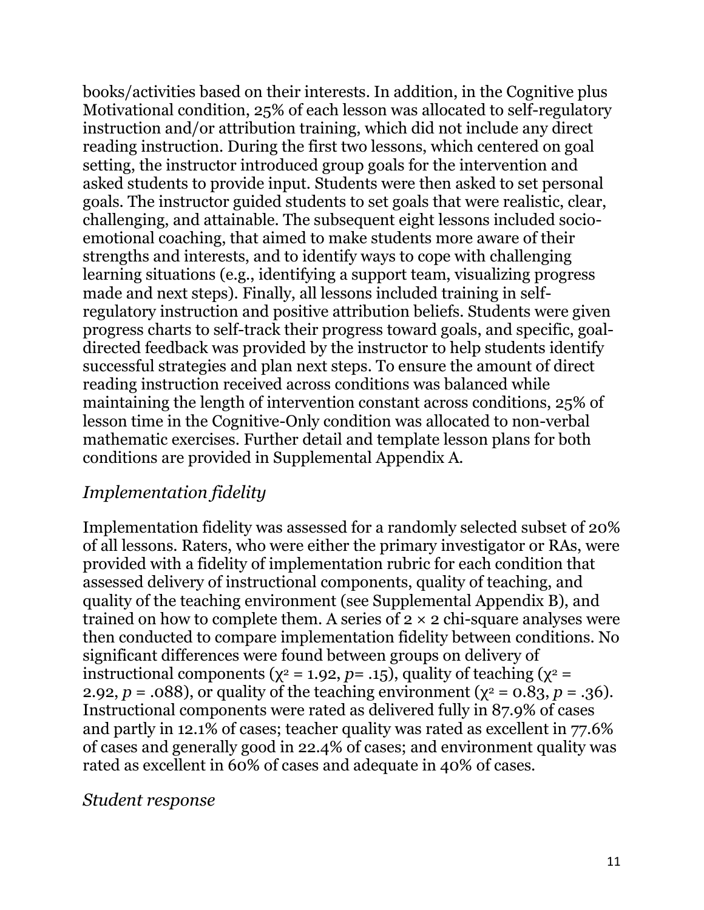books/activities based on their interests. In addition, in the Cognitive plus Motivational condition, 25% of each lesson was allocated to self-regulatory instruction and/or attribution training, which did not include any direct reading instruction. During the first two lessons, which centered on goal setting, the instructor introduced group goals for the intervention and asked students to provide input. Students were then asked to set personal goals. The instructor guided students to set goals that were realistic, clear, challenging, and attainable. The subsequent eight lessons included socio-emotional coaching, that aimed to make students more aware of their strengths and interests, and to identify ways to cope with challenging learning situations (e.g., identifying a support team, visualizing progress made and next steps). Finally, all lessons included training in self-regulatory instruction and positive attribution beliefs. Students were given progress charts to self-track their progress toward goals, and specific, goal-directed feedback was provided by the instructor to help students identify successful strategies and plan next steps. To ensure the amount of direct reading instruction received across conditions was balanced while maintaining the length of intervention constant across conditions, 25% of lesson time in the Cognitive-Only condition was allocated to non-verbal mathematic exercises. Further detail and template lesson plans for both conditions are provided in Supplemental Appendix A.

### *Implementation fidelity*

Implementation fidelity was assessed for a randomly selected subset of 20% of all lessons. Raters, who were either the primary investigator or RAs, were provided with a fidelity of implementation rubric for each condition that assessed delivery of instructional components, quality of teaching, and quality of the teaching environment (see Supplemental Appendix B), and trained on how to complete them. A series of 2 × 2 chi-square analyses were then conducted to compare implementation fidelity between conditions. No significant differences were found between groups on delivery of instructional components ($\chi^2 = 1.92$, $p = .15$), quality of teaching ($\chi^2 = 2.92$, $p = .088$), or quality of the teaching environment ($\chi^2 = 0.83$, $p = .36$). Instructional components were rated as delivered fully in 87.9% of cases and partly in 12.1% of cases; teacher quality was rated as excellent in 77.6% of cases and generally good in 22.4% of cases; and environment quality was rated as excellent in 60% of cases and adequate in 40% of cases.

### *Student response*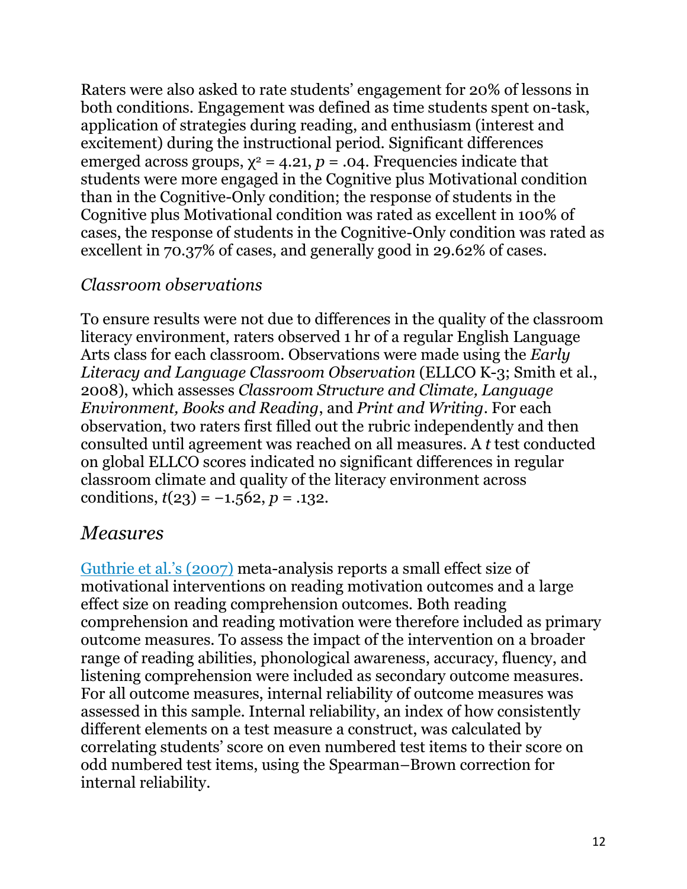Raters were also asked to rate students' engagement for 20% of lessons in both conditions. Engagement was defined as time students spent on-task, application of strategies during reading, and enthusiasm (interest and excitement) during the instructional period. Significant differences emerged across groups, $\chi^2 = 4.21$, $p = .04$. Frequencies indicate that students were more engaged in the Cognitive plus Motivational condition than in the Cognitive-Only condition; the response of students in the Cognitive plus Motivational condition was rated as excellent in 100% of cases, the response of students in the Cognitive-Only condition was rated as excellent in 70.37% of cases, and generally good in 29.62% of cases.

### *Classroom observations*

To ensure results were not due to differences in the quality of the classroom literacy environment, raters observed 1 hr of a regular English Language Arts class for each classroom. Observations were made using the *Early Literacy and Language Classroom Observation* (ELLCO K-3; Smith et al., 2008), which assesses *Classroom Structure and Climate, Language Environment, Books and Reading*, and *Print and Writing*. For each observation, two raters first filled out the rubric independently and then consulted until agreement was reached on all measures. A *t* test conducted on global ELLCO scores indicated no significant differences in regular classroom climate and quality of the literacy environment across conditions, $t(23) = -1.562$, $p = .132$.

## *Measures*

Guthrie et al.'s (2007) meta-analysis reports a small effect size of motivational interventions on reading motivation outcomes and a large effect size on reading comprehension outcomes. Both reading comprehension and reading motivation were therefore included as primary outcome measures. To assess the impact of the intervention on a broader range of reading abilities, phonological awareness, accuracy, fluency, and listening comprehension were included as secondary outcome measures. For all outcome measures, internal reliability of outcome measures was assessed in this sample. Internal reliability, an index of how consistently different elements on a test measure a construct, was calculated by correlating students' score on even numbered test items to their score on odd numbered test items, using the Spearman–Brown correction for internal reliability.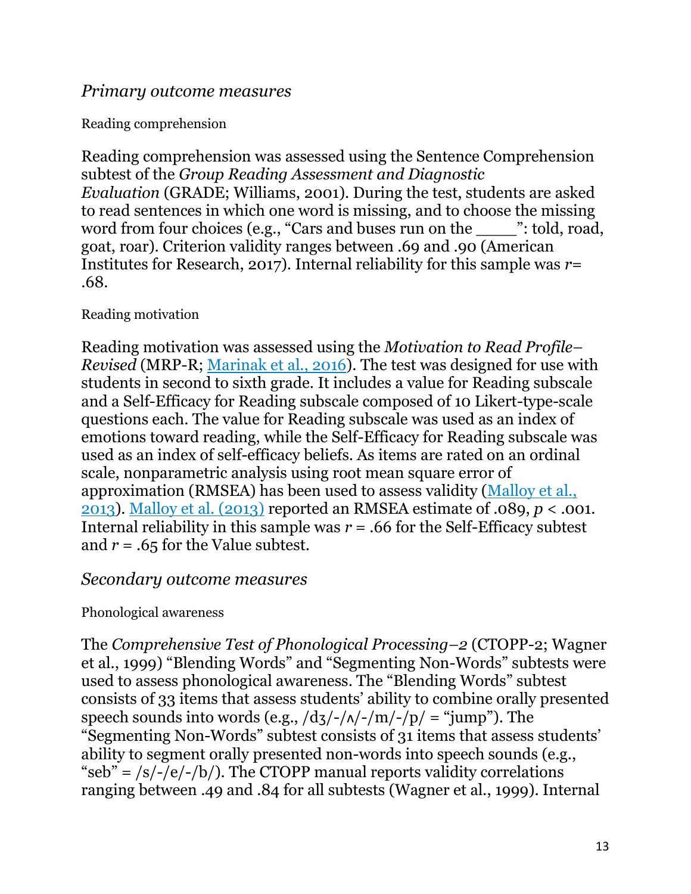### *Primary outcome measures*

#### Reading comprehension

Reading comprehension was assessed using the Sentence Comprehension subtest of the *Group Reading Assessment and Diagnostic Evaluation* (GRADE; Williams, 2001). During the test, students are asked to read sentences in which one word is missing, and to choose the missing word from four choices (e.g., "Cars and buses run on the ____": told, road, goat, roar). Criterion validity ranges between .69 and .90 (American Institutes for Research, 2017). Internal reliability for this sample was $r$= .68.

#### Reading motivation

Reading motivation was assessed using the *Motivation to Read Profile–Revised* (MRP-R; Marinak et al., 2016). The test was designed for use with students in second to sixth grade. It includes a value for Reading subscale and a Self-Efficacy for Reading subscale composed of 10 Likert-type-scale questions each. The value for Reading subscale was used as an index of emotions toward reading, while the Self-Efficacy for Reading subscale was used as an index of self-efficacy beliefs. As items are rated on an ordinal scale, nonparametric analysis using root mean square error of approximation (RMSEA) has been used to assess validity (Malloy et al., 2013). Malloy et al. (2013) reported an RMSEA estimate of .089, $p$ < .001. Internal reliability in this sample was $r$ = .66 for the Self-Efficacy subtest and $r$ = .65 for the Value subtest.

### *Secondary outcome measures*

#### Phonological awareness

The *Comprehensive Test of Phonological Processing–2* (CTOPP-2; Wagner et al., 1999) "Blending Words" and "Segmenting Non-Words" subtests were used to assess phonological awareness. The "Blending Words" subtest consists of 33 items that assess students' ability to combine orally presented speech sounds into words (e.g., /dʒ/-/ʌ/-/m/-/p/ = "jump"). The "Segmenting Non-Words" subtest consists of 31 items that assess students' ability to segment orally presented non-words into speech sounds (e.g., "seb" = /s/-/e/-/b/). The CTOPP manual reports validity correlations ranging between .49 and .84 for all subtests (Wagner et al., 1999). Internal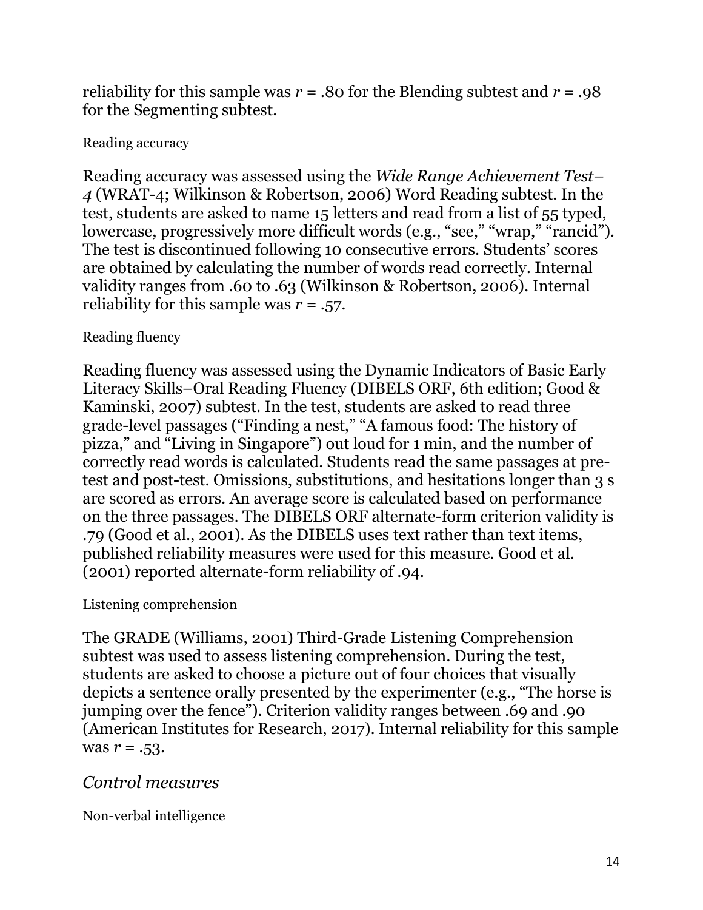reliability for this sample was *r* = .80 for the Blending subtest and *r* = .98 for the Segmenting subtest.

#### Reading accuracy

Reading accuracy was assessed using the *Wide Range Achievement Test–4* (WRAT-4; Wilkinson & Robertson, 2006) Word Reading subtest. In the test, students are asked to name 15 letters and read from a list of 55 typed, lowercase, progressively more difficult words (e.g., "see," "wrap," "rancid"). The test is discontinued following 10 consecutive errors. Students' scores are obtained by calculating the number of words read correctly. Internal validity ranges from .60 to .63 (Wilkinson & Robertson, 2006). Internal reliability for this sample was *r* = .57.

#### Reading fluency

Reading fluency was assessed using the Dynamic Indicators of Basic Early Literacy Skills–Oral Reading Fluency (DIBELS ORF, 6th edition; Good & Kaminski, 2007) subtest. In the test, students are asked to read three grade-level passages ("Finding a nest," "A famous food: The history of pizza," and "Living in Singapore") out loud for 1 min, and the number of correctly read words is calculated. Students read the same passages at pre-test and post-test. Omissions, substitutions, and hesitations longer than 3 s are scored as errors. An average score is calculated based on performance on the three passages. The DIBELS ORF alternate-form criterion validity is .79 (Good et al., 2001). As the DIBELS uses text rather than text items, published reliability measures were used for this measure. Good et al. (2001) reported alternate-form reliability of .94.

#### Listening comprehension

The GRADE (Williams, 2001) Third-Grade Listening Comprehension subtest was used to assess listening comprehension. During the test, students are asked to choose a picture out of four choices that visually depicts a sentence orally presented by the experimenter (e.g., "The horse is jumping over the fence"). Criterion validity ranges between .69 and .90 (American Institutes for Research, 2017). Internal reliability for this sample was *r* = .53.

### *Control measures*

#### Non-verbal intelligence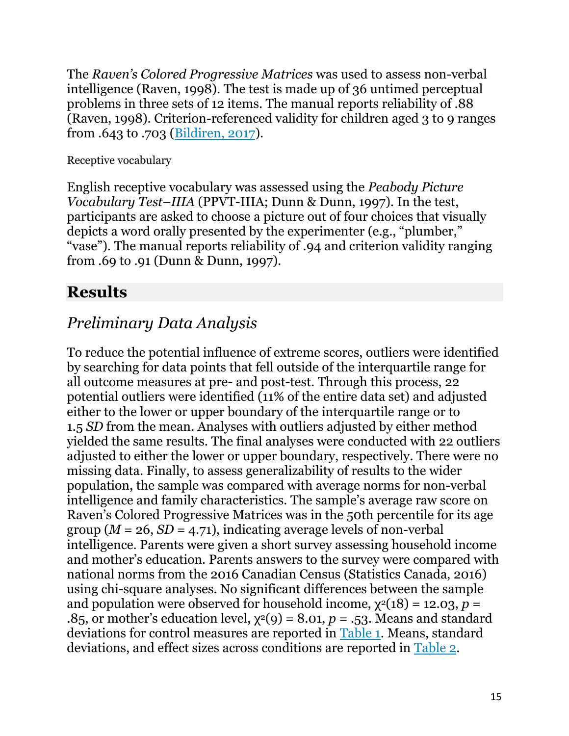The *Raven's Colored Progressive Matrices* was used to assess non-verbal intelligence (Raven, 1998). The test is made up of 36 untimed perceptual problems in three sets of 12 items. The manual reports reliability of .88 (Raven, 1998). Criterion-referenced validity for children aged 3 to 9 ranges from .643 to .703 (Bildiren, 2017).

Receptive vocabulary

English receptive vocabulary was assessed using the *Peabody Picture Vocabulary Test–IIIA* (PPVT-IIIA; Dunn & Dunn, 1997). In the test, participants are asked to choose a picture out of four choices that visually depicts a word orally presented by the experimenter (e.g., "plumber," "vase"). The manual reports reliability of .94 and criterion validity ranging from .69 to .91 (Dunn & Dunn, 1997).

## Results

### *Preliminary Data Analysis*

To reduce the potential influence of extreme scores, outliers were identified by searching for data points that fell outside of the interquartile range for all outcome measures at pre- and post-test. Through this process, 22 potential outliers were identified (11% of the entire data set) and adjusted either to the lower or upper boundary of the interquartile range or to 1.5 *SD* from the mean. Analyses with outliers adjusted by either method yielded the same results. The final analyses were conducted with 22 outliers adjusted to either the lower or upper boundary, respectively. There were no missing data. Finally, to assess generalizability of results to the wider population, the sample was compared with average norms for non-verbal intelligence and family characteristics. The sample's average raw score on Raven's Colored Progressive Matrices was in the 50th percentile for its age group ($M$ = 26, $SD$ = 4.71), indicating average levels of non-verbal intelligence. Parents were given a short survey assessing household income and mother's education. Parents answers to the survey were compared with national norms from the 2016 Canadian Census (Statistics Canada, 2016) using chi-square analyses. No significant differences between the sample and population were observed for household income, $\chi^2(18) = 12.03$, $p$ = .85, or mother's education level, $\chi^2(9) = 8.01$, $p$ = .53. Means and standard deviations for control measures are reported in Table 1. Means, standard deviations, and effect sizes across conditions are reported in Table 2.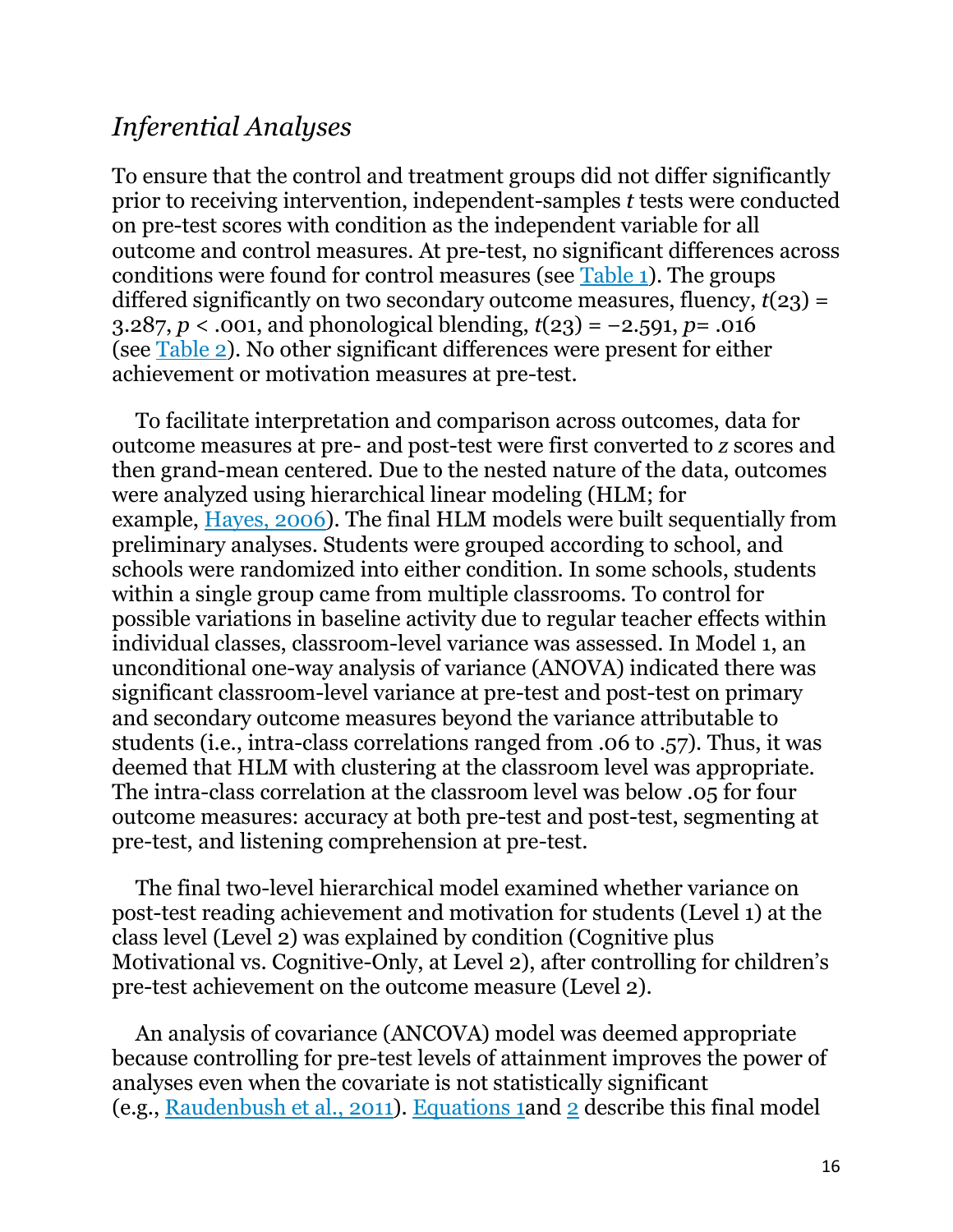### *Inferential Analyses*

To ensure that the control and treatment groups did not differ significantly prior to receiving intervention, independent-samples *t* tests were conducted on pre-test scores with condition as the independent variable for all outcome and control measures. At pre-test, no significant differences across conditions were found for control measures (see Table 1). The groups differed significantly on two secondary outcome measures, fluency, $t(23) = 3.287$, $p < .001$, and phonological blending, $t(23) = -2.591$, $p = .016$ (see Table 2). No other significant differences were present for either achievement or motivation measures at pre-test.

To facilitate interpretation and comparison across outcomes, data for outcome measures at pre- and post-test were first converted to *z* scores and then grand-mean centered. Due to the nested nature of the data, outcomes were analyzed using hierarchical linear modeling (HLM; for example, Hayes, 2006). The final HLM models were built sequentially from preliminary analyses. Students were grouped according to school, and schools were randomized into either condition. In some schools, students within a single group came from multiple classrooms. To control for possible variations in baseline activity due to regular teacher effects within individual classes, classroom-level variance was assessed. In Model 1, an unconditional one-way analysis of variance (ANOVA) indicated there was significant classroom-level variance at pre-test and post-test on primary and secondary outcome measures beyond the variance attributable to students (i.e., intra-class correlations ranged from .06 to .57). Thus, it was deemed that HLM with clustering at the classroom level was appropriate. The intra-class correlation at the classroom level was below .05 for four outcome measures: accuracy at both pre-test and post-test, segmenting at pre-test, and listening comprehension at pre-test.

The final two-level hierarchical model examined whether variance on post-test reading achievement and motivation for students (Level 1) at the class level (Level 2) was explained by condition (Cognitive plus Motivational vs. Cognitive-Only, at Level 2), after controlling for children's pre-test achievement on the outcome measure (Level 2).

An analysis of covariance (ANCOVA) model was deemed appropriate because controlling for pre-test levels of attainment improves the power of analyses even when the covariate is not statistically significant (e.g., Raudenbush et al., 2011). Equations 1and 2 describe this final model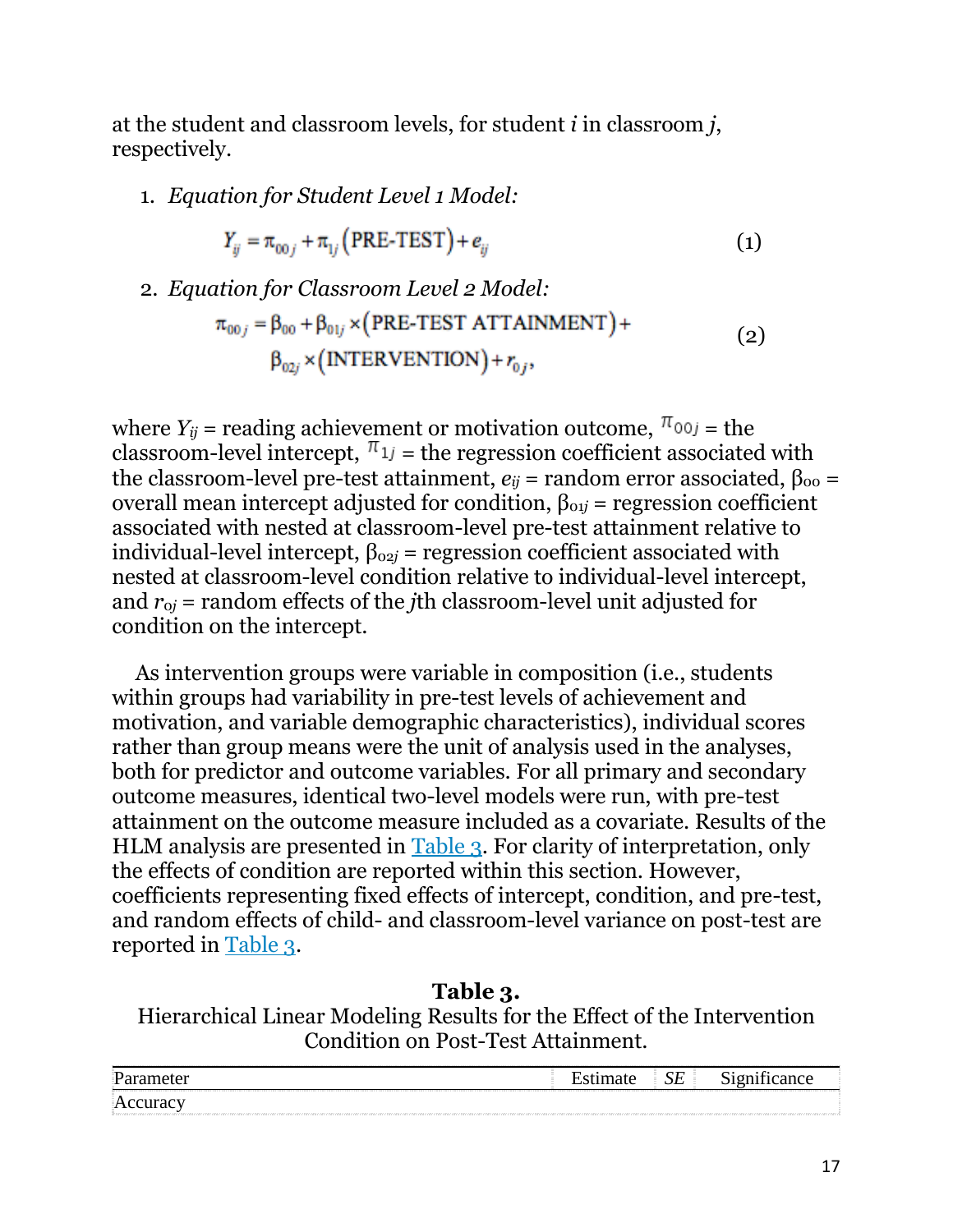at the student and classroom levels, for student *i* in classroom *j*, respectively.

1. *Equation for Student Level 1 Model:*

$$Y_{ij} = \pi_{00j} + \pi_{1j}\left(\text{PRE-TEST}\right) + e_{ij} \tag{1}$$

2. *Equation for Classroom Level 2 Model:*

$$\pi_{00j} = \beta_{00} + \beta_{01j} \times \left(\text{PRE-TEST ATTAINMENT}\right) + \beta_{02j} \times \left(\text{INTERVENTION}\right) + r_{0j}, \tag{2}$$

where $Y_{ij}$ = reading achievement or motivation outcome, $\pi_{00j}$ = the classroom-level intercept, $\pi_{1j}$ = the regression coefficient associated with the classroom-level pre-test attainment, $e_{ij}$ = random error associated, $\beta_{00}$ = overall mean intercept adjusted for condition, $\beta_{01j}$ = regression coefficient associated with nested at classroom-level pre-test attainment relative to individual-level intercept, $\beta_{02j}$ = regression coefficient associated with nested at classroom-level condition relative to individual-level intercept, and $r_{0j}$ = random effects of the *j*th classroom-level unit adjusted for condition on the intercept.

As intervention groups were variable in composition (i.e., students within groups had variability in pre-test levels of achievement and motivation, and variable demographic characteristics), individual scores rather than group means were the unit of analysis used in the analyses, both for predictor and outcome variables. For all primary and secondary outcome measures, identical two-level models were run, with pre-test attainment on the outcome measure included as a covariate. Results of the HLM analysis are presented in Table 3. For clarity of interpretation, only the effects of condition are reported within this section. However, coefficients representing fixed effects of intercept, condition, and pre-test, and random effects of child- and classroom-level variance on post-test are reported in Table 3.

**Table 3.**
Hierarchical Linear Modeling Results for the Effect of the Intervention Condition on Post-Test Attainment.

| Parameter | Estimate | *SE* | Significance |
|---|---|---|---|
| Accuracy | | | |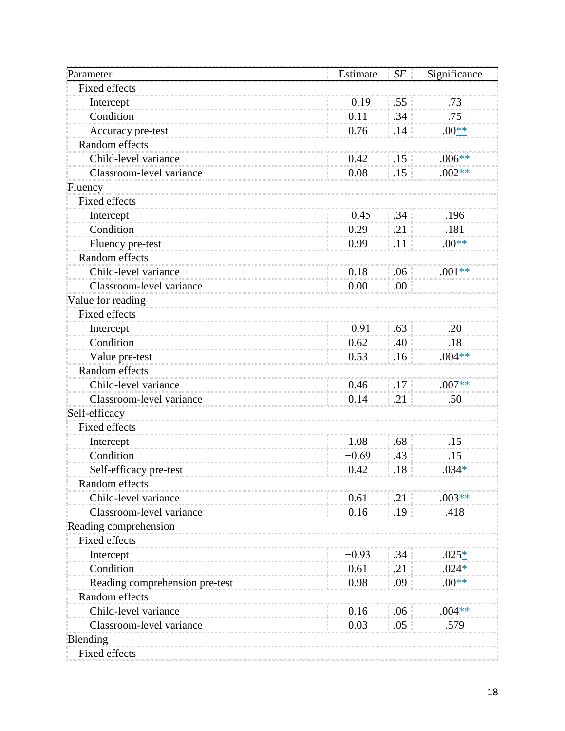| Parameter | Estimate | *SE* | Significance |
|---|---|---|---|
| Fixed effects | | | |
| Intercept | −0.19 | .55 | .73 |
| Condition | 0.11 | .34 | .75 |
| Accuracy pre-test | 0.76 | .14 | .00** |
| Random effects | | | |
| Child-level variance | 0.42 | .15 | .006** |
| Classroom-level variance | 0.08 | .15 | .002** |
| Fluency | | | |
| Fixed effects | | | |
| Intercept | −0.45 | .34 | .196 |
| Condition | 0.29 | .21 | .181 |
| Fluency pre-test | 0.99 | .11 | .00** |
| Random effects | | | |
| Child-level variance | 0.18 | .06 | .001** |
| Classroom-level variance | 0.00 | .00 | |
| Value for reading | | | |
| Fixed effects | | | |
| Intercept | −0.91 | .63 | .20 |
| Condition | 0.62 | .40 | .18 |
| Value pre-test | 0.53 | .16 | .004** |
| Random effects | | | |
| Child-level variance | 0.46 | .17 | .007** |
| Classroom-level variance | 0.14 | .21 | .50 |
| Self-efficacy | | | |
| Fixed effects | | | |
| Intercept | 1.08 | .68 | .15 |
| Condition | −0.69 | .43 | .15 |
| Self-efficacy pre-test | 0.42 | .18 | .034* |
| Random effects | | | |
| Child-level variance | 0.61 | .21 | .003** |
| Classroom-level variance | 0.16 | .19 | .418 |
| Reading comprehension | | | |
| Fixed effects | | | |
| Intercept | −0.93 | .34 | .025* |
| Condition | 0.61 | .21 | .024* |
| Reading comprehension pre-test | 0.98 | .09 | .00** |
| Random effects | | | |
| Child-level variance | 0.16 | .06 | .004** |
| Classroom-level variance | 0.03 | .05 | .579 |
| Blending | | | |
| Fixed effects | | | |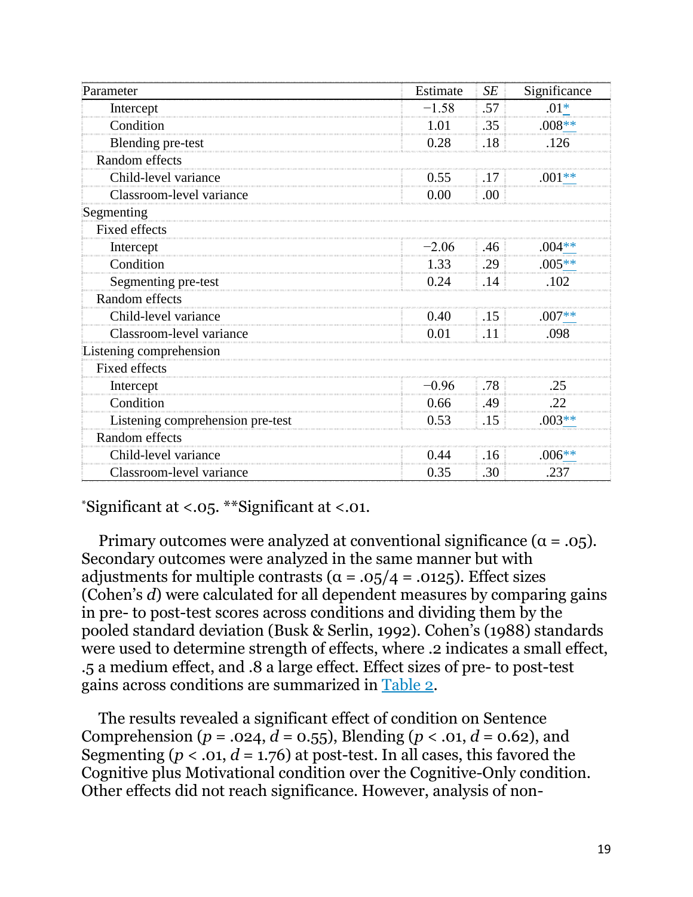| Parameter | Estimate | SE | Significance |
|---|---|---|---|
| Intercept | −1.58 | .57 | .01* |
| Condition | 1.01 | .35 | .008** |
| Blending pre-test | 0.28 | .18 | .126 |
| Random effects | | | |
| Child-level variance | 0.55 | .17 | .001** |
| Classroom-level variance | 0.00 | .00 | |
| Segmenting | | | |
| Fixed effects | | | |
| Intercept | −2.06 | .46 | .004** |
| Condition | 1.33 | .29 | .005** |
| Segmenting pre-test | 0.24 | .14 | .102 |
| Random effects | | | |
| Child-level variance | 0.40 | .15 | .007** |
| Classroom-level variance | 0.01 | .11 | .098 |
| Listening comprehension | | | |
| Fixed effects | | | |
| Intercept | −0.96 | .78 | .25 |
| Condition | 0.66 | .49 | .22 |
| Listening comprehension pre-test | 0.53 | .15 | .003** |
| Random effects | | | |
| Child-level variance | 0.44 | .16 | .006** |
| Classroom-level variance | 0.35 | .30 | .237 |

*Significant at <.05. **Significant at <.01.

Primary outcomes were analyzed at conventional significance ($\alpha = .05$). Secondary outcomes were analyzed in the same manner but with adjustments for multiple contrasts ($\alpha = .05/4 = .0125$). Effect sizes (Cohen's *d*) were calculated for all dependent measures by comparing gains in pre- to post-test scores across conditions and dividing them by the pooled standard deviation (Busk & Serlin, 1992). Cohen's (1988) standards were used to determine strength of effects, where .2 indicates a small effect, .5 a medium effect, and .8 a large effect. Effect sizes of pre- to post-test gains across conditions are summarized in Table 2.

The results revealed a significant effect of condition on Sentence Comprehension ($p = .024$, $d = 0.55$), Blending ($p < .01$, $d = 0.62$), and Segmenting ($p < .01$, $d = 1.76$) at post-test. In all cases, this favored the Cognitive plus Motivational condition over the Cognitive-Only condition. Other effects did not reach significance. However, analysis of non-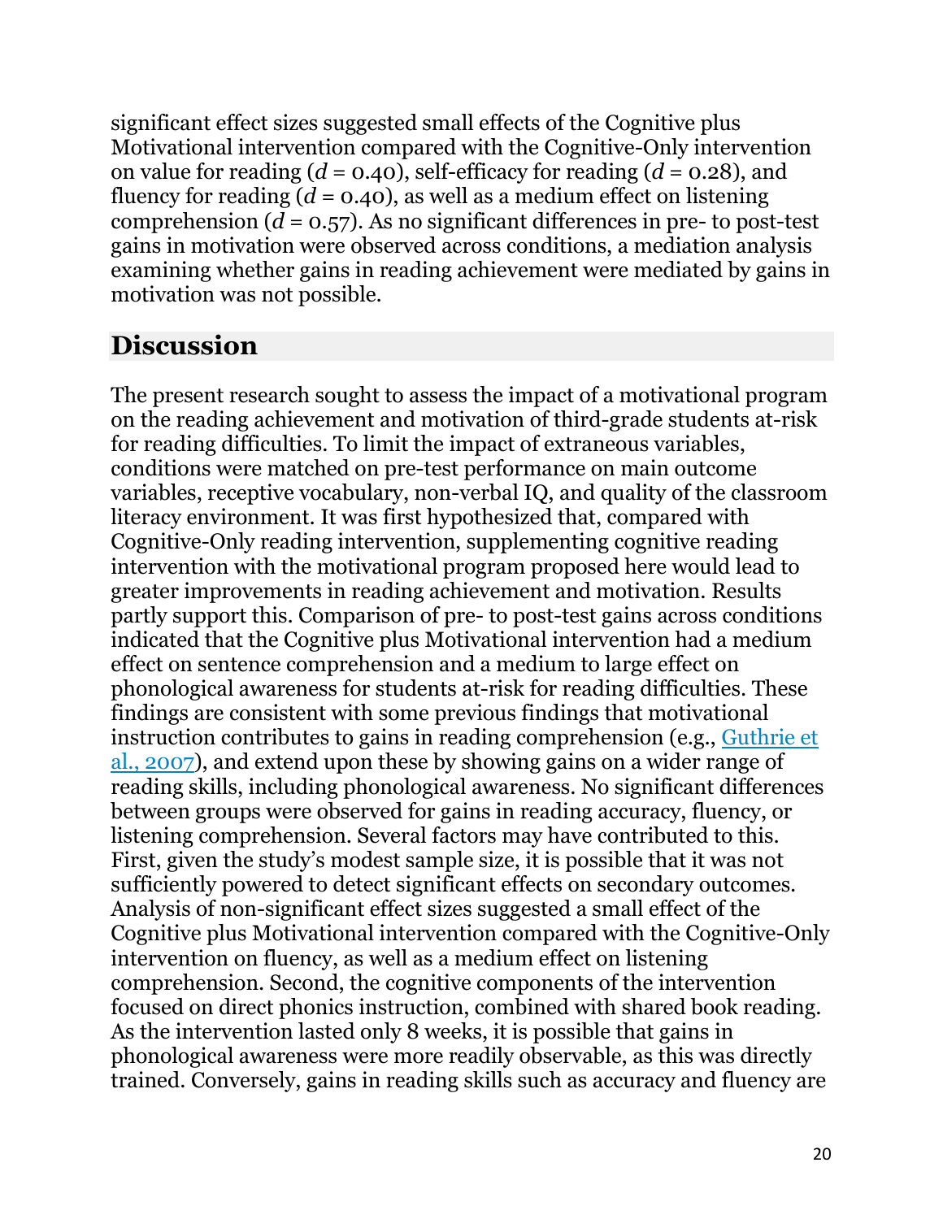significant effect sizes suggested small effects of the Cognitive plus Motivational intervention compared with the Cognitive-Only intervention on value for reading ($d$ = 0.40), self-efficacy for reading ($d$ = 0.28), and fluency for reading ($d$ = 0.40), as well as a medium effect on listening comprehension ($d$ = 0.57). As no significant differences in pre- to post-test gains in motivation were observed across conditions, a mediation analysis examining whether gains in reading achievement were mediated by gains in motivation was not possible.

## Discussion

The present research sought to assess the impact of a motivational program on the reading achievement and motivation of third-grade students at-risk for reading difficulties. To limit the impact of extraneous variables, conditions were matched on pre-test performance on main outcome variables, receptive vocabulary, non-verbal IQ, and quality of the classroom literacy environment. It was first hypothesized that, compared with Cognitive-Only reading intervention, supplementing cognitive reading intervention with the motivational program proposed here would lead to greater improvements in reading achievement and motivation. Results partly support this. Comparison of pre- to post-test gains across conditions indicated that the Cognitive plus Motivational intervention had a medium effect on sentence comprehension and a medium to large effect on phonological awareness for students at-risk for reading difficulties. These findings are consistent with some previous findings that motivational instruction contributes to gains in reading comprehension (e.g., Guthrie et al., 2007), and extend upon these by showing gains on a wider range of reading skills, including phonological awareness. No significant differences between groups were observed for gains in reading accuracy, fluency, or listening comprehension. Several factors may have contributed to this. First, given the study's modest sample size, it is possible that it was not sufficiently powered to detect significant effects on secondary outcomes. Analysis of non-significant effect sizes suggested a small effect of the Cognitive plus Motivational intervention compared with the Cognitive-Only intervention on fluency, as well as a medium effect on listening comprehension. Second, the cognitive components of the intervention focused on direct phonics instruction, combined with shared book reading. As the intervention lasted only 8 weeks, it is possible that gains in phonological awareness were more readily observable, as this was directly trained. Conversely, gains in reading skills such as accuracy and fluency are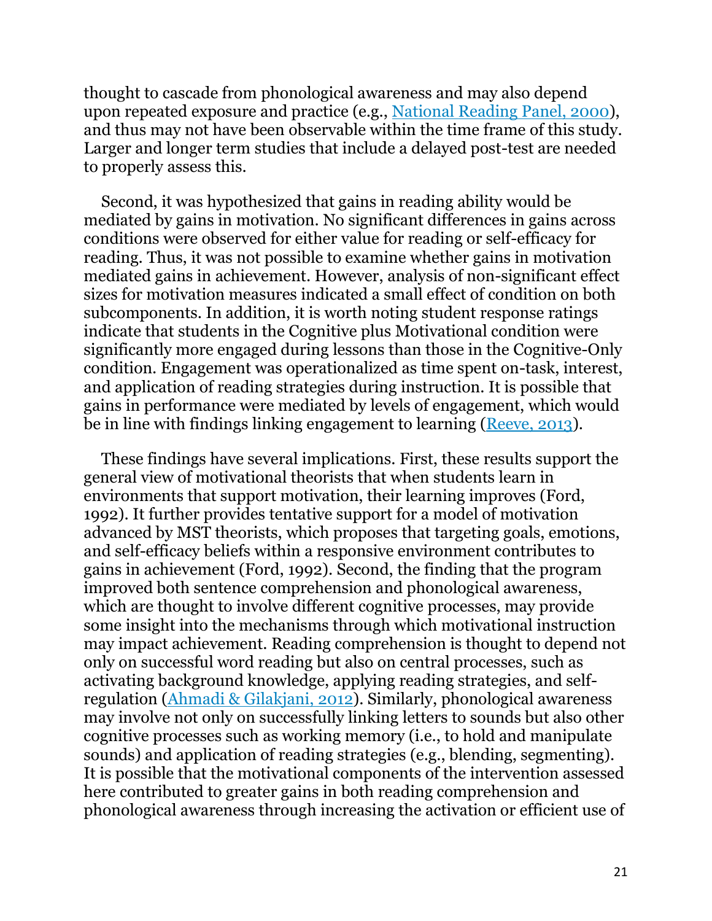thought to cascade from phonological awareness and may also depend upon repeated exposure and practice (e.g., National Reading Panel, 2000), and thus may not have been observable within the time frame of this study. Larger and longer term studies that include a delayed post-test are needed to properly assess this.

Second, it was hypothesized that gains in reading ability would be mediated by gains in motivation. No significant differences in gains across conditions were observed for either value for reading or self-efficacy for reading. Thus, it was not possible to examine whether gains in motivation mediated gains in achievement. However, analysis of non-significant effect sizes for motivation measures indicated a small effect of condition on both subcomponents. In addition, it is worth noting student response ratings indicate that students in the Cognitive plus Motivational condition were significantly more engaged during lessons than those in the Cognitive-Only condition. Engagement was operationalized as time spent on-task, interest, and application of reading strategies during instruction. It is possible that gains in performance were mediated by levels of engagement, which would be in line with findings linking engagement to learning (Reeve, 2013).

These findings have several implications. First, these results support the general view of motivational theorists that when students learn in environments that support motivation, their learning improves (Ford, 1992). It further provides tentative support for a model of motivation advanced by MST theorists, which proposes that targeting goals, emotions, and self-efficacy beliefs within a responsive environment contributes to gains in achievement (Ford, 1992). Second, the finding that the program improved both sentence comprehension and phonological awareness, which are thought to involve different cognitive processes, may provide some insight into the mechanisms through which motivational instruction may impact achievement. Reading comprehension is thought to depend not only on successful word reading but also on central processes, such as activating background knowledge, applying reading strategies, and self-regulation (Ahmadi & Gilakjani, 2012). Similarly, phonological awareness may involve not only on successfully linking letters to sounds but also other cognitive processes such as working memory (i.e., to hold and manipulate sounds) and application of reading strategies (e.g., blending, segmenting). It is possible that the motivational components of the intervention assessed here contributed to greater gains in both reading comprehension and phonological awareness through increasing the activation or efficient use of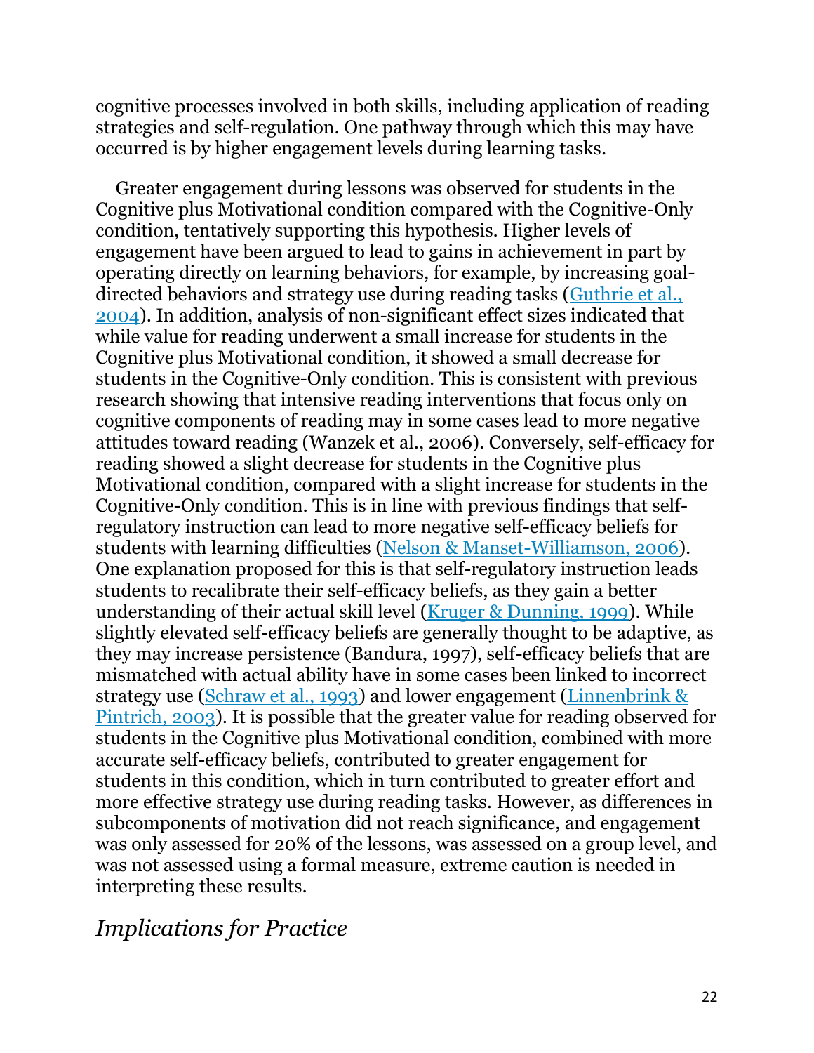cognitive processes involved in both skills, including application of reading strategies and self-regulation. One pathway through which this may have occurred is by higher engagement levels during learning tasks.

Greater engagement during lessons was observed for students in the Cognitive plus Motivational condition compared with the Cognitive-Only condition, tentatively supporting this hypothesis. Higher levels of engagement have been argued to lead to gains in achievement in part by operating directly on learning behaviors, for example, by increasing goal-directed behaviors and strategy use during reading tasks (Guthrie et al., 2004). In addition, analysis of non-significant effect sizes indicated that while value for reading underwent a small increase for students in the Cognitive plus Motivational condition, it showed a small decrease for students in the Cognitive-Only condition. This is consistent with previous research showing that intensive reading interventions that focus only on cognitive components of reading may in some cases lead to more negative attitudes toward reading (Wanzek et al., 2006). Conversely, self-efficacy for reading showed a slight decrease for students in the Cognitive plus Motivational condition, compared with a slight increase for students in the Cognitive-Only condition. This is in line with previous findings that self-regulatory instruction can lead to more negative self-efficacy beliefs for students with learning difficulties (Nelson & Manset-Williamson, 2006). One explanation proposed for this is that self-regulatory instruction leads students to recalibrate their self-efficacy beliefs, as they gain a better understanding of their actual skill level (Kruger & Dunning, 1999). While slightly elevated self-efficacy beliefs are generally thought to be adaptive, as they may increase persistence (Bandura, 1997), self-efficacy beliefs that are mismatched with actual ability have in some cases been linked to incorrect strategy use (Schraw et al., 1993) and lower engagement (Linnenbrink & Pintrich, 2003). It is possible that the greater value for reading observed for students in the Cognitive plus Motivational condition, combined with more accurate self-efficacy beliefs, contributed to greater engagement for students in this condition, which in turn contributed to greater effort and more effective strategy use during reading tasks. However, as differences in subcomponents of motivation did not reach significance, and engagement was only assessed for 20% of the lessons, was assessed on a group level, and was not assessed using a formal measure, extreme caution is needed in interpreting these results.

## *Implications for Practice*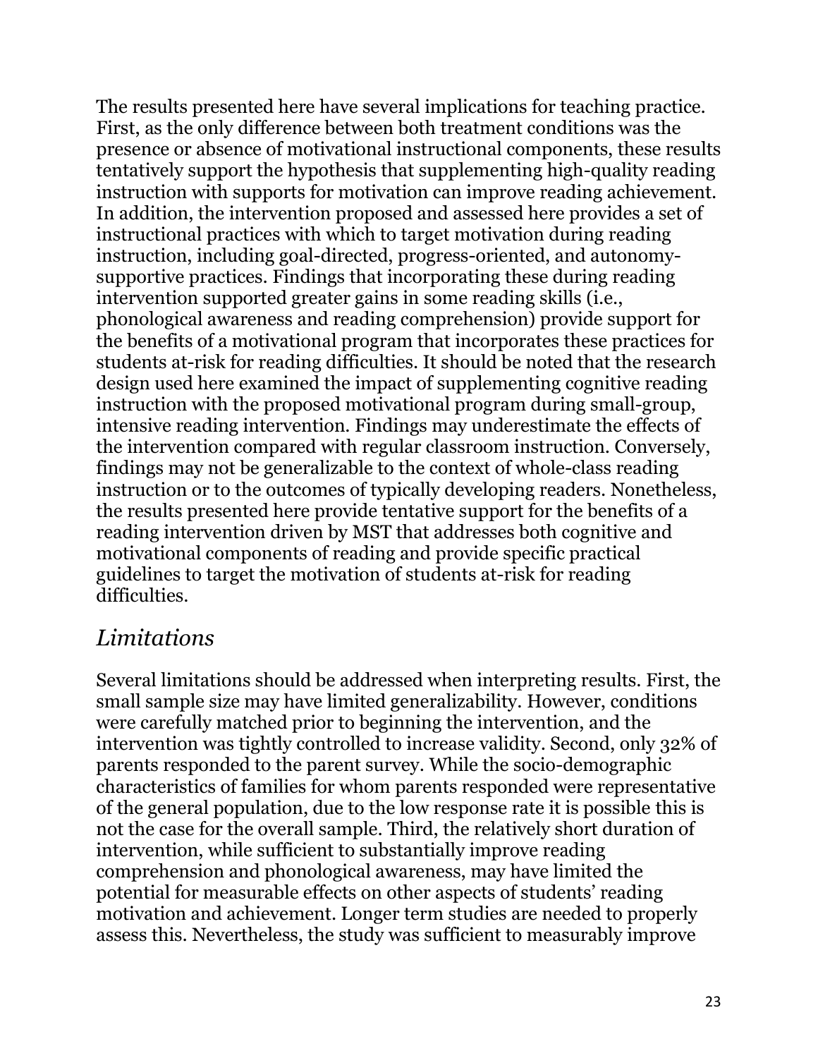The results presented here have several implications for teaching practice. First, as the only difference between both treatment conditions was the presence or absence of motivational instructional components, these results tentatively support the hypothesis that supplementing high-quality reading instruction with supports for motivation can improve reading achievement. In addition, the intervention proposed and assessed here provides a set of instructional practices with which to target motivation during reading instruction, including goal-directed, progress-oriented, and autonomy-supportive practices. Findings that incorporating these during reading intervention supported greater gains in some reading skills (i.e., phonological awareness and reading comprehension) provide support for the benefits of a motivational program that incorporates these practices for students at-risk for reading difficulties. It should be noted that the research design used here examined the impact of supplementing cognitive reading instruction with the proposed motivational program during small-group, intensive reading intervention. Findings may underestimate the effects of the intervention compared with regular classroom instruction. Conversely, findings may not be generalizable to the context of whole-class reading instruction or to the outcomes of typically developing readers. Nonetheless, the results presented here provide tentative support for the benefits of a reading intervention driven by MST that addresses both cognitive and motivational components of reading and provide specific practical guidelines to target the motivation of students at-risk for reading difficulties.

## *Limitations*

Several limitations should be addressed when interpreting results. First, the small sample size may have limited generalizability. However, conditions were carefully matched prior to beginning the intervention, and the intervention was tightly controlled to increase validity. Second, only 32% of parents responded to the parent survey. While the socio-demographic characteristics of families for whom parents responded were representative of the general population, due to the low response rate it is possible this is not the case for the overall sample. Third, the relatively short duration of intervention, while sufficient to substantially improve reading comprehension and phonological awareness, may have limited the potential for measurable effects on other aspects of students' reading motivation and achievement. Longer term studies are needed to properly assess this. Nevertheless, the study was sufficient to measurably improve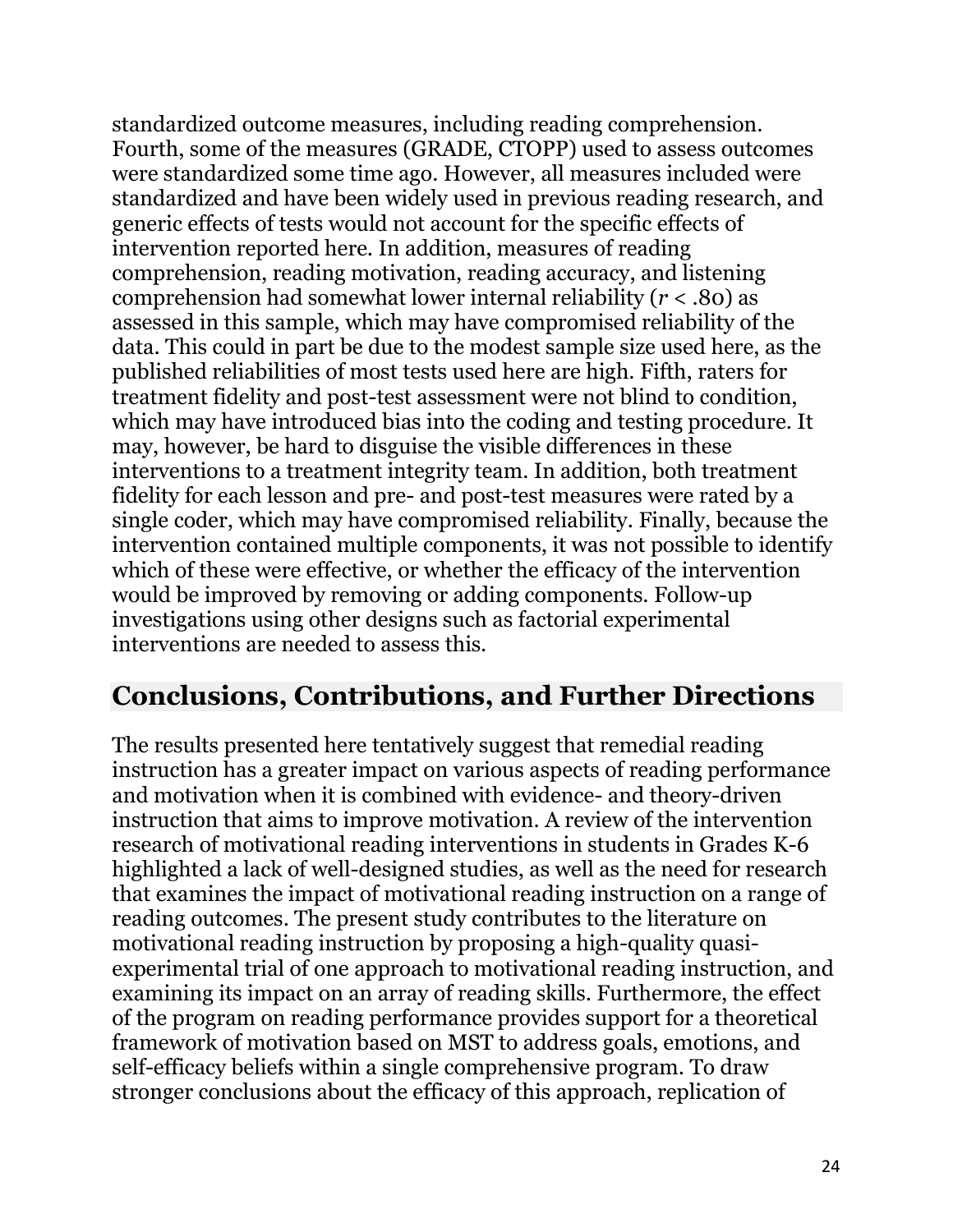standardized outcome measures, including reading comprehension. Fourth, some of the measures (GRADE, CTOPP) used to assess outcomes were standardized some time ago. However, all measures included were standardized and have been widely used in previous reading research, and generic effects of tests would not account for the specific effects of intervention reported here. In addition, measures of reading comprehension, reading motivation, reading accuracy, and listening comprehension had somewhat lower internal reliability ($r < .80$) as assessed in this sample, which may have compromised reliability of the data. This could in part be due to the modest sample size used here, as the published reliabilities of most tests used here are high. Fifth, raters for treatment fidelity and post-test assessment were not blind to condition, which may have introduced bias into the coding and testing procedure. It may, however, be hard to disguise the visible differences in these interventions to a treatment integrity team. In addition, both treatment fidelity for each lesson and pre- and post-test measures were rated by a single coder, which may have compromised reliability. Finally, because the intervention contained multiple components, it was not possible to identify which of these were effective, or whether the efficacy of the intervention would be improved by removing or adding components. Follow-up investigations using other designs such as factorial experimental interventions are needed to assess this.

## Conclusions, Contributions, and Further Directions

The results presented here tentatively suggest that remedial reading instruction has a greater impact on various aspects of reading performance and motivation when it is combined with evidence- and theory-driven instruction that aims to improve motivation. A review of the intervention research of motivational reading interventions in students in Grades K-6 highlighted a lack of well-designed studies, as well as the need for research that examines the impact of motivational reading instruction on a range of reading outcomes. The present study contributes to the literature on motivational reading instruction by proposing a high-quality quasi-experimental trial of one approach to motivational reading instruction, and examining its impact on an array of reading skills. Furthermore, the effect of the program on reading performance provides support for a theoretical framework of motivation based on MST to address goals, emotions, and self-efficacy beliefs within a single comprehensive program. To draw stronger conclusions about the efficacy of this approach, replication of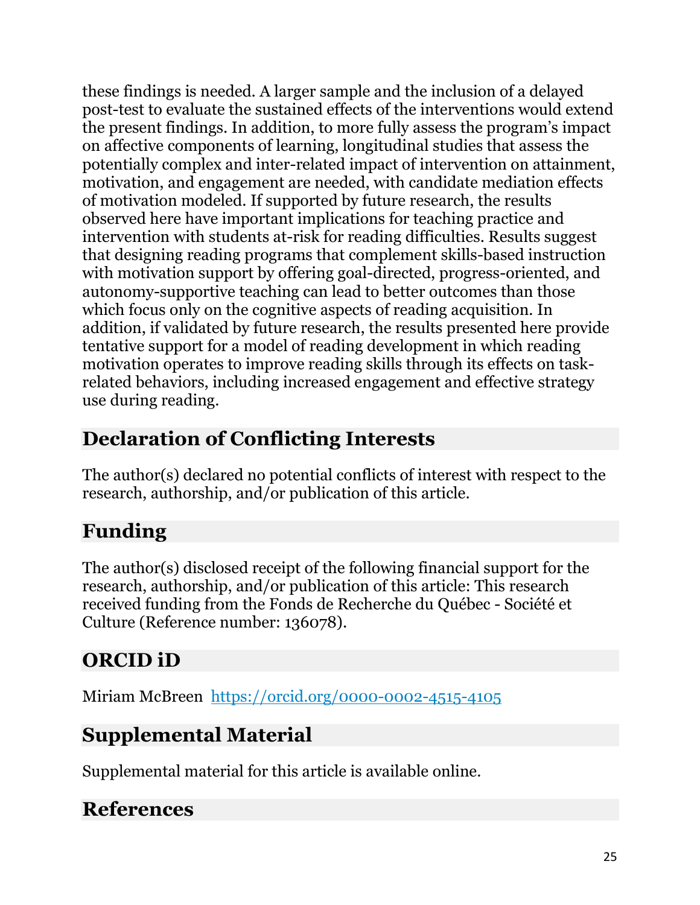these findings is needed. A larger sample and the inclusion of a delayed post-test to evaluate the sustained effects of the interventions would extend the present findings. In addition, to more fully assess the program's impact on affective components of learning, longitudinal studies that assess the potentially complex and inter-related impact of intervention on attainment, motivation, and engagement are needed, with candidate mediation effects of motivation modeled. If supported by future research, the results observed here have important implications for teaching practice and intervention with students at-risk for reading difficulties. Results suggest that designing reading programs that complement skills-based instruction with motivation support by offering goal-directed, progress-oriented, and autonomy-supportive teaching can lead to better outcomes than those which focus only on the cognitive aspects of reading acquisition. In addition, if validated by future research, the results presented here provide tentative support for a model of reading development in which reading motivation operates to improve reading skills through its effects on task-related behaviors, including increased engagement and effective strategy use during reading.

## Declaration of Conflicting Interests

The author(s) declared no potential conflicts of interest with respect to the research, authorship, and/or publication of this article.

## Funding

The author(s) disclosed receipt of the following financial support for the research, authorship, and/or publication of this article: This research received funding from the Fonds de Recherche du Québec - Société et Culture (Reference number: 136078).

## ORCID iD

Miriam McBreen https://orcid.org/0000-0002-4515-4105

## Supplemental Material

Supplemental material for this article is available online.

## References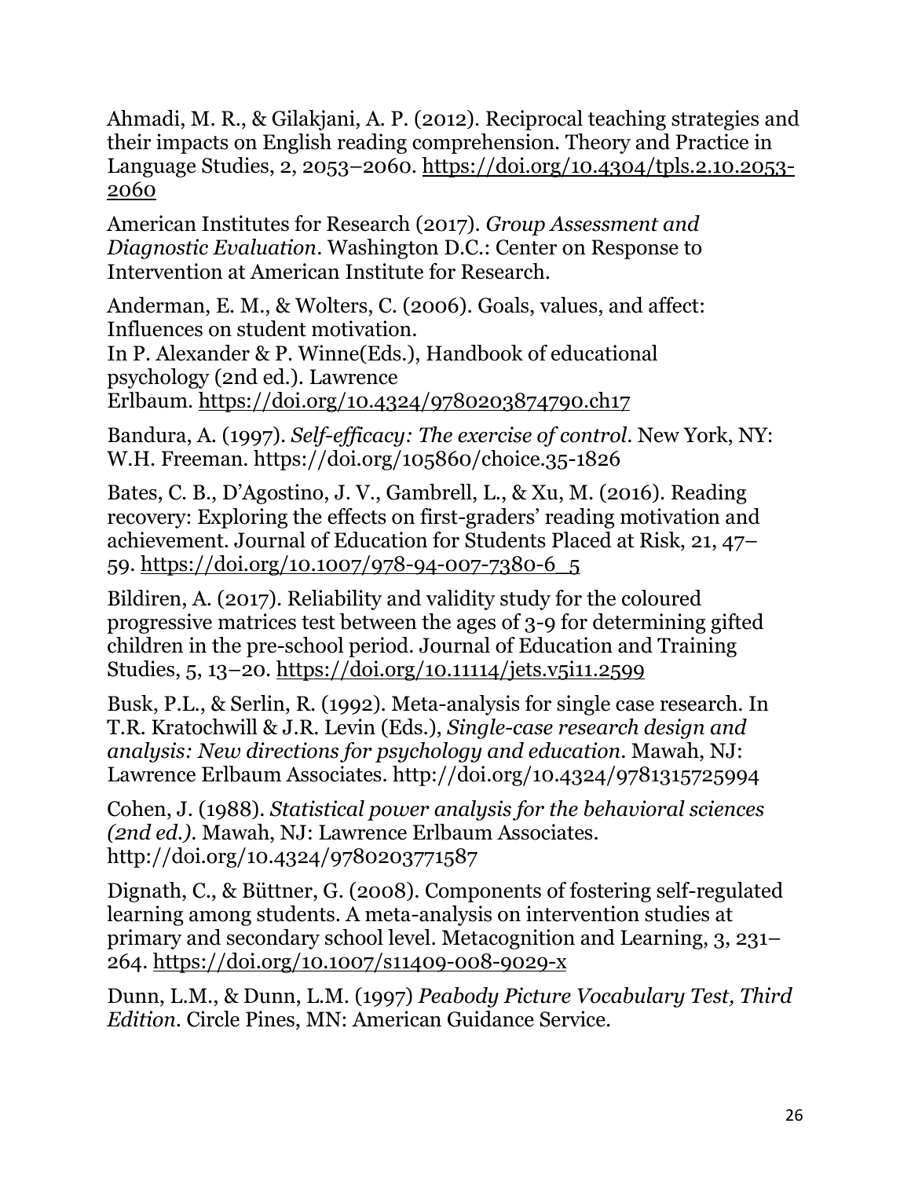Ahmadi, M. R., & Gilakjani, A. P. (2012). Reciprocal teaching strategies and their impacts on English reading comprehension. Theory and Practice in Language Studies, 2, 2053–2060. https://doi.org/10.4304/tpls.2.10.2053-2060

American Institutes for Research (2017). *Group Assessment and Diagnostic Evaluation*. Washington D.C.: Center on Response to Intervention at American Institute for Research.

Anderman, E. M., & Wolters, C. (2006). Goals, values, and affect: Influences on student motivation.
In P. Alexander & P. Winne(Eds.), Handbook of educational psychology (2nd ed.). Lawrence
Erlbaum. https://doi.org/10.4324/9780203874790.ch17

Bandura, A. (1997). *Self-efficacy: The exercise of control*. New York, NY: W.H. Freeman. https://doi.org/105860/choice.35-1826

Bates, C. B., D'Agostino, J. V., Gambrell, L., & Xu, M. (2016). Reading recovery: Exploring the effects on first-graders' reading motivation and achievement. Journal of Education for Students Placed at Risk, 21, 47–59. https://doi.org/10.1007/978-94-007-7380-6_5

Bildiren, A. (2017). Reliability and validity study for the coloured progressive matrices test between the ages of 3-9 for determining gifted children in the pre-school period. Journal of Education and Training Studies, 5, 13–20. https://doi.org/10.11114/jets.v5i11.2599

Busk, P.L., & Serlin, R. (1992). Meta-analysis for single case research. In T.R. Kratochwill & J.R. Levin (Eds.), *Single-case research design and analysis: New directions for psychology and education*. Mawah, NJ: Lawrence Erlbaum Associates. http://doi.org/10.4324/9781315725994

Cohen, J. (1988). *Statistical power analysis for the behavioral sciences (2nd ed.)*. Mawah, NJ: Lawrence Erlbaum Associates. http://doi.org/10.4324/9780203771587

Dignath, C., & Büttner, G. (2008). Components of fostering self-regulated learning among students. A meta-analysis on intervention studies at primary and secondary school level. Metacognition and Learning, 3, 231–264. https://doi.org/10.1007/s11409-008-9029-x

Dunn, L.M., & Dunn, L.M. (1997) *Peabody Picture Vocabulary Test, Third Edition*. Circle Pines, MN: American Guidance Service.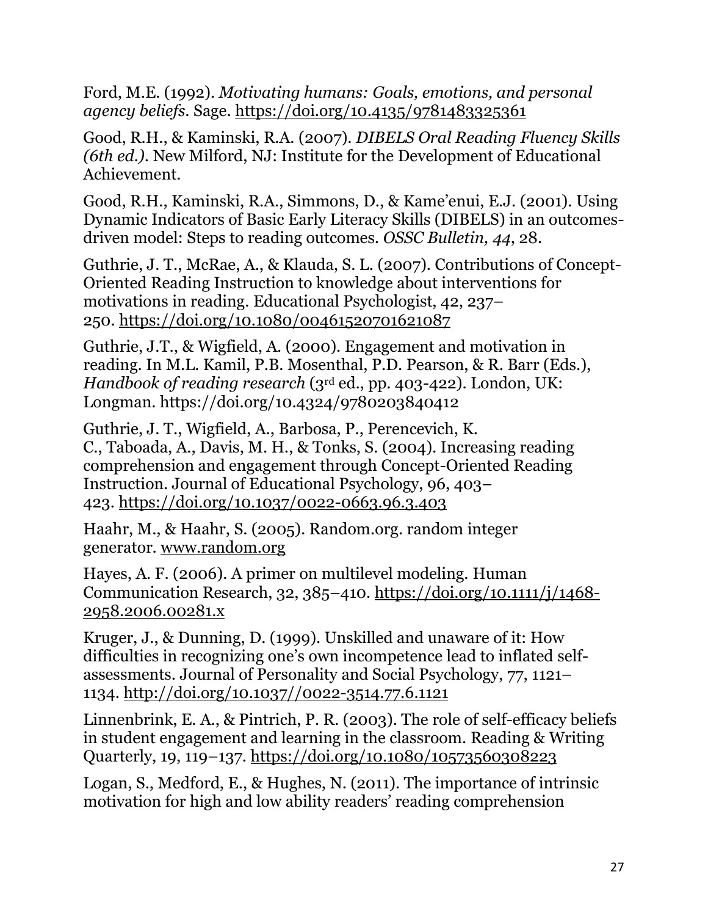Ford, M.E. (1992). *Motivating humans: Goals, emotions, and personal agency beliefs*. Sage. https://doi.org/10.4135/9781483325361

Good, R.H., & Kaminski, R.A. (2007). *DIBELS Oral Reading Fluency Skills (6th ed.)*. New Milford, NJ: Institute for the Development of Educational Achievement.

Good, R.H., Kaminski, R.A., Simmons, D., & Kame'enui, E.J. (2001). Using Dynamic Indicators of Basic Early Literacy Skills (DIBELS) in an outcomes-driven model: Steps to reading outcomes. *OSSC Bulletin, 44*, 28.

Guthrie, J. T., McRae, A., & Klauda, S. L. (2007). Contributions of Concept-Oriented Reading Instruction to knowledge about interventions for motivations in reading. Educational Psychologist, 42, 237–250. https://doi.org/10.1080/00461520701621087

Guthrie, J.T., & Wigfield, A. (2000). Engagement and motivation in reading. In M.L. Kamil, P.B. Mosenthal, P.D. Pearson, & R. Barr (Eds.), *Handbook of reading research* (3rd ed., pp. 403-422). London, UK: Longman. https://doi.org/10.4324/9780203840412

Guthrie, J. T., Wigfield, A., Barbosa, P., Perencevich, K. C., Taboada, A., Davis, M. H., & Tonks, S. (2004). Increasing reading comprehension and engagement through Concept-Oriented Reading Instruction. Journal of Educational Psychology, 96, 403–423. https://doi.org/10.1037/0022-0663.96.3.403

Haahr, M., & Haahr, S. (2005). Random.org. random integer generator. www.random.org

Hayes, A. F. (2006). A primer on multilevel modeling. Human Communication Research, 32, 385–410. https://doi.org/10.1111/j/1468-2958.2006.00281.x

Kruger, J., & Dunning, D. (1999). Unskilled and unaware of it: How difficulties in recognizing one's own incompetence lead to inflated self-assessments. Journal of Personality and Social Psychology, 77, 1121–1134. http://doi.org/10.1037//0022-3514.77.6.1121

Linnenbrink, E. A., & Pintrich, P. R. (2003). The role of self-efficacy beliefs in student engagement and learning in the classroom. Reading & Writing Quarterly, 19, 119–137. https://doi.org/10.1080/10573560308223

Logan, S., Medford, E., & Hughes, N. (2011). The importance of intrinsic motivation for high and low ability readers' reading comprehension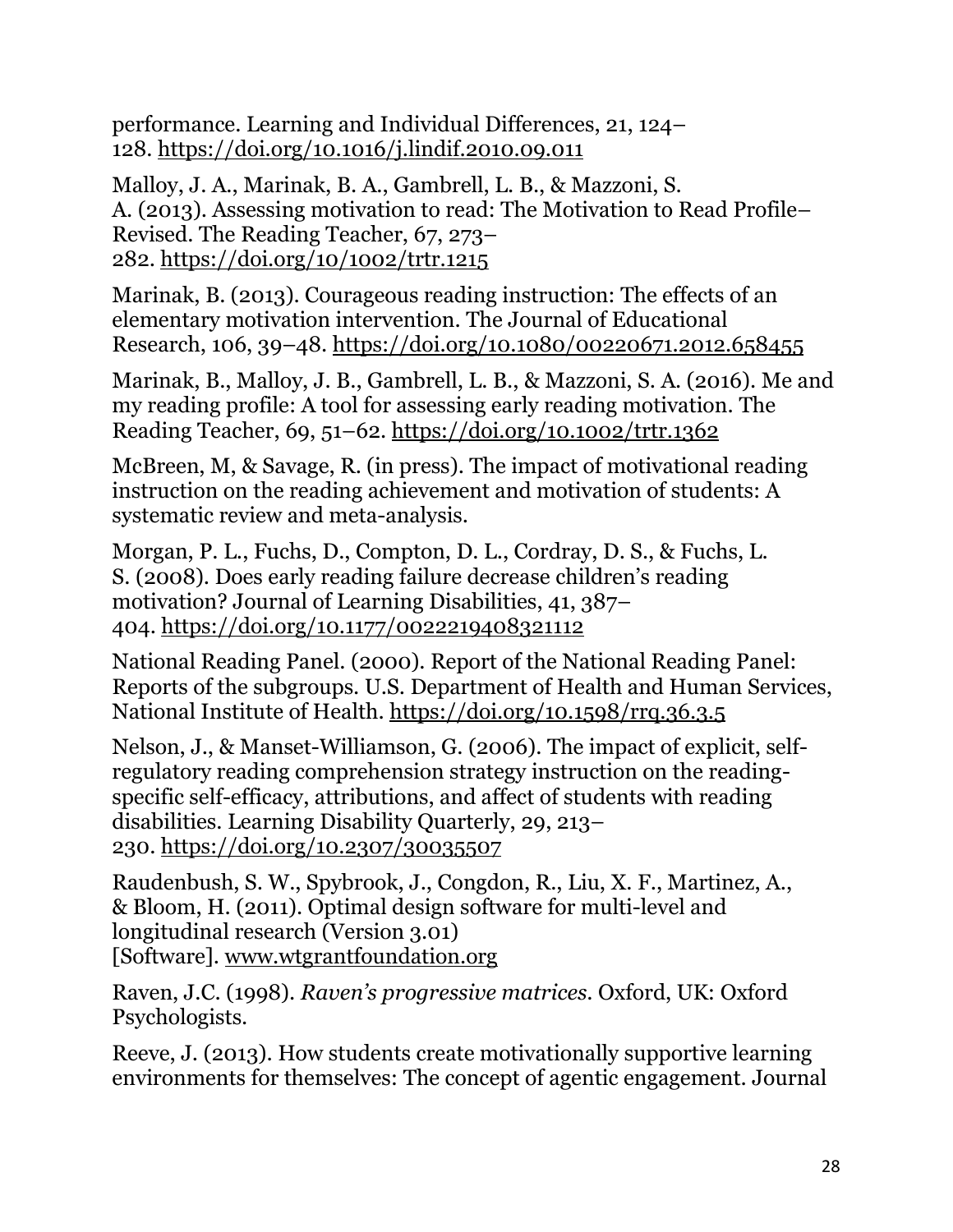performance. Learning and Individual Differences, 21, 124–128. https://doi.org/10.1016/j.lindif.2010.09.011

Malloy, J. A., Marinak, B. A., Gambrell, L. B., & Mazzoni, S. A. (2013). Assessing motivation to read: The Motivation to Read Profile–Revised. The Reading Teacher, 67, 273–282. https://doi.org/10/1002/trtr.1215

Marinak, B. (2013). Courageous reading instruction: The effects of an elementary motivation intervention. The Journal of Educational Research, 106, 39–48. https://doi.org/10.1080/00220671.2012.658455

Marinak, B., Malloy, J. B., Gambrell, L. B., & Mazzoni, S. A. (2016). Me and my reading profile: A tool for assessing early reading motivation. The Reading Teacher, 69, 51–62. https://doi.org/10.1002/trtr.1362

McBreen, M, & Savage, R. (in press). The impact of motivational reading instruction on the reading achievement and motivation of students: A systematic review and meta-analysis.

Morgan, P. L., Fuchs, D., Compton, D. L., Cordray, D. S., & Fuchs, L. S. (2008). Does early reading failure decrease children's reading motivation? Journal of Learning Disabilities, 41, 387–404. https://doi.org/10.1177/0022219408321112

National Reading Panel. (2000). Report of the National Reading Panel: Reports of the subgroups. U.S. Department of Health and Human Services, National Institute of Health. https://doi.org/10.1598/rrq.36.3.5

Nelson, J., & Manset-Williamson, G. (2006). The impact of explicit, self-regulatory reading comprehension strategy instruction on the reading-specific self-efficacy, attributions, and affect of students with reading disabilities. Learning Disability Quarterly, 29, 213–230. https://doi.org/10.2307/30035507

Raudenbush, S. W., Spybrook, J., Congdon, R., Liu, X. F., Martinez, A., & Bloom, H. (2011). Optimal design software for multi-level and longitudinal research (Version 3.01) [Software]. www.wtgrantfoundation.org

Raven, J.C. (1998). *Raven's progressive matrices*. Oxford, UK: Oxford Psychologists.

Reeve, J. (2013). How students create motivationally supportive learning environments for themselves: The concept of agentic engagement. Journal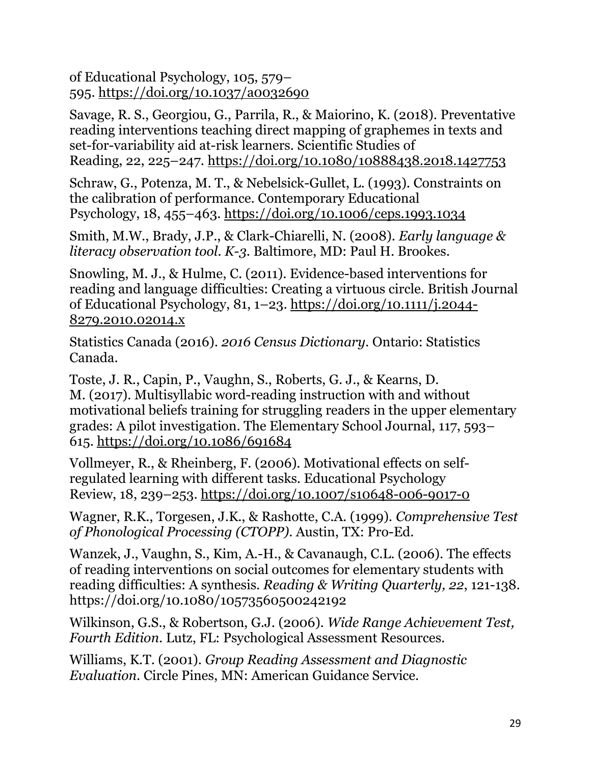of Educational Psychology, 105, 579–595. https://doi.org/10.1037/a0032690

Savage, R. S., Georgiou, G., Parrila, R., & Maiorino, K. (2018). Preventative reading interventions teaching direct mapping of graphemes in texts and set-for-variability aid at-risk learners. Scientific Studies of Reading, 22, 225–247. https://doi.org/10.1080/10888438.2018.1427753

Schraw, G., Potenza, M. T., & Nebelsick-Gullet, L. (1993). Constraints on the calibration of performance. Contemporary Educational Psychology, 18, 455–463. https://doi.org/10.1006/ceps.1993.1034

Smith, M.W., Brady, J.P., & Clark-Chiarelli, N. (2008). *Early language & literacy observation tool. K-3.* Baltimore, MD: Paul H. Brookes.

Snowling, M. J., & Hulme, C. (2011). Evidence-based interventions for reading and language difficulties: Creating a virtuous circle. British Journal of Educational Psychology, 81, 1–23. https://doi.org/10.1111/j.2044-8279.2010.02014.x

Statistics Canada (2016). *2016 Census Dictionary*. Ontario: Statistics Canada.

Toste, J. R., Capin, P., Vaughn, S., Roberts, G. J., & Kearns, D. M. (2017). Multisyllabic word-reading instruction with and without motivational beliefs training for struggling readers in the upper elementary grades: A pilot investigation. The Elementary School Journal, 117, 593–615. https://doi.org/10.1086/691684

Vollmeyer, R., & Rheinberg, F. (2006). Motivational effects on self-regulated learning with different tasks. Educational Psychology Review, 18, 239–253. https://doi.org/10.1007/s10648-006-9017-0

Wagner, R.K., Torgesen, J.K., & Rashotte, C.A. (1999). *Comprehensive Test of Phonological Processing (CTOPP)*. Austin, TX: Pro-Ed.

Wanzek, J., Vaughn, S., Kim, A.-H., & Cavanaugh, C.L. (2006). The effects of reading interventions on social outcomes for elementary students with reading difficulties: A synthesis. *Reading & Writing Quarterly, 22*, 121-138. https://doi.org/10.1080/10573560500242192

Wilkinson, G.S., & Robertson, G.J. (2006). *Wide Range Achievement Test, Fourth Edition.* Lutz, FL: Psychological Assessment Resources.

Williams, K.T. (2001). *Group Reading Assessment and Diagnostic Evaluation.* Circle Pines, MN: American Guidance Service.